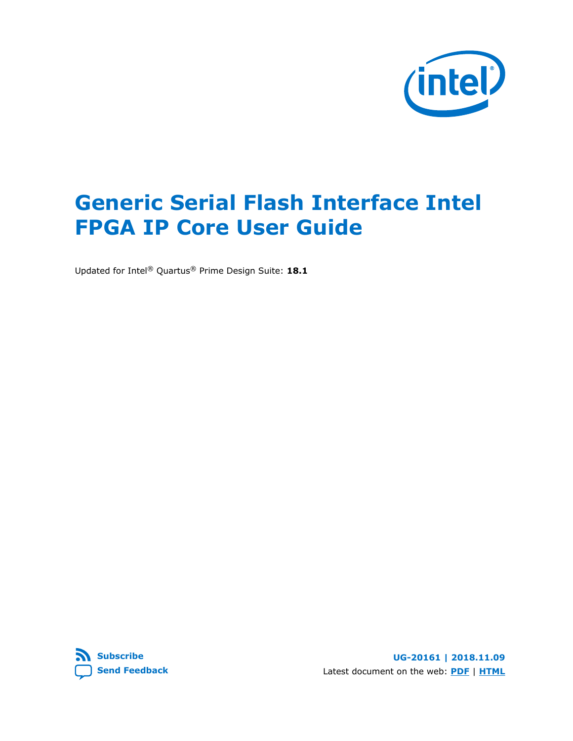# Generic Serial Flash Interface Intel FPGA IP Core User Guide

Updated for Intel® Quartus® Prime Design Suite: **18.1**

Subscribe

Send Feedback

**UG-20161 | 2018.11.09**

Latest document on the web: PDF | HTML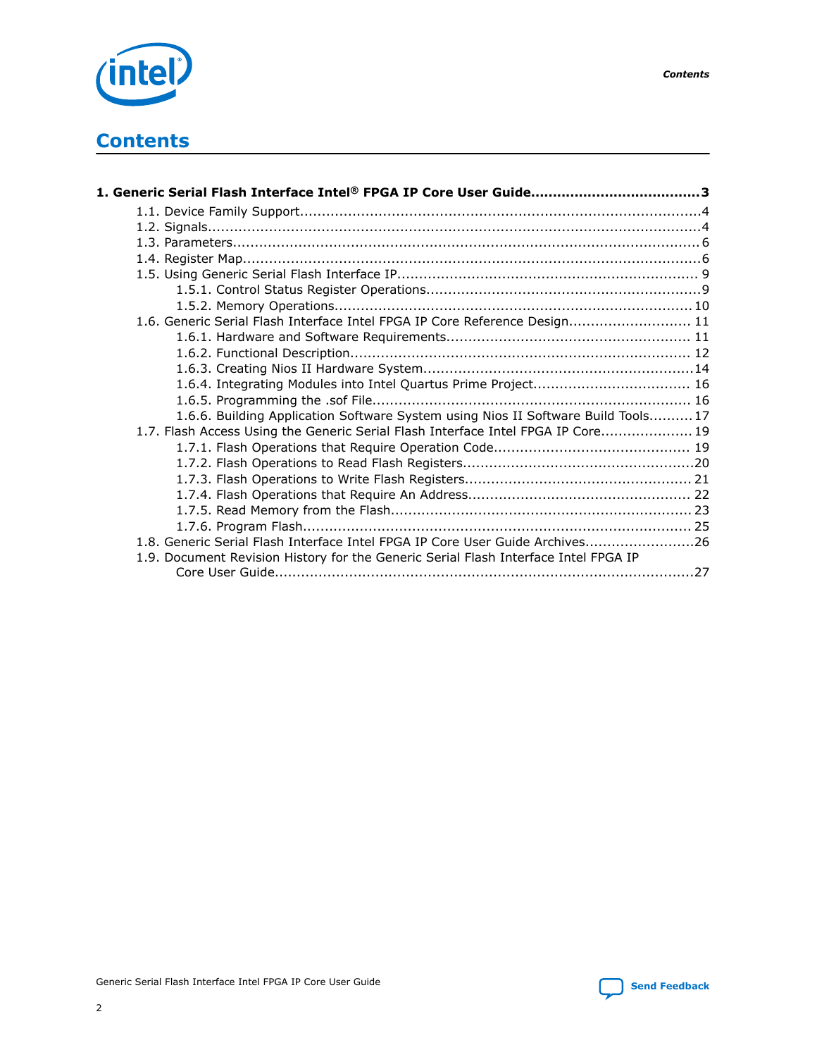# Contents

**1. Generic Serial Flash Interface Intel® FPGA IP Core User Guide......................................3**

- 1.1. Device Family Support...........................................................................................4
- 1.2. Signals................................................................................................................4
- 1.3. Parameters...........................................................................................................6
- 1.4. Register Map.........................................................................................................6
- 1.5. Using Generic Serial Flash Interface IP.................................................................... 9
    - 1.5.1. Control Status Register Operations...............................................................9
    - 1.5.2. Memory Operations................................................................................. 10
- 1.6. Generic Serial Flash Interface Intel FPGA IP Core Reference Design............................ 11
    - 1.6.1. Hardware and Software Requirements....................................................... 11
    - 1.6.2. Functional Description............................................................................. 12
    - 1.6.3. Creating Nios II Hardware System.............................................................14
    - 1.6.4. Integrating Modules into Intel Quartus Prime Project.................................... 16
    - 1.6.5. Programming the .sof File........................................................................ 16
    - 1.6.6. Building Application Software System using Nios II Software Build Tools..........17
- 1.7. Flash Access Using the Generic Serial Flash Interface Intel FPGA IP Core..................... 19
    - 1.7.1. Flash Operations that Require Operation Code............................................ 19
    - 1.7.2. Flash Operations to Read Flash Registers....................................................20
    - 1.7.3. Flash Operations to Write Flash Registers................................................... 21
    - 1.7.4. Flash Operations that Require An Address.................................................. 22
    - 1.7.5. Read Memory from the Flash.................................................................... 23
    - 1.7.6. Program Flash........................................................................................ 25
- 1.8. Generic Serial Flash Interface Intel FPGA IP Core User Guide Archives.........................26
- 1.9. Document Revision History for the Generic Serial Flash Interface Intel FPGA IP Core User Guide................................................................................27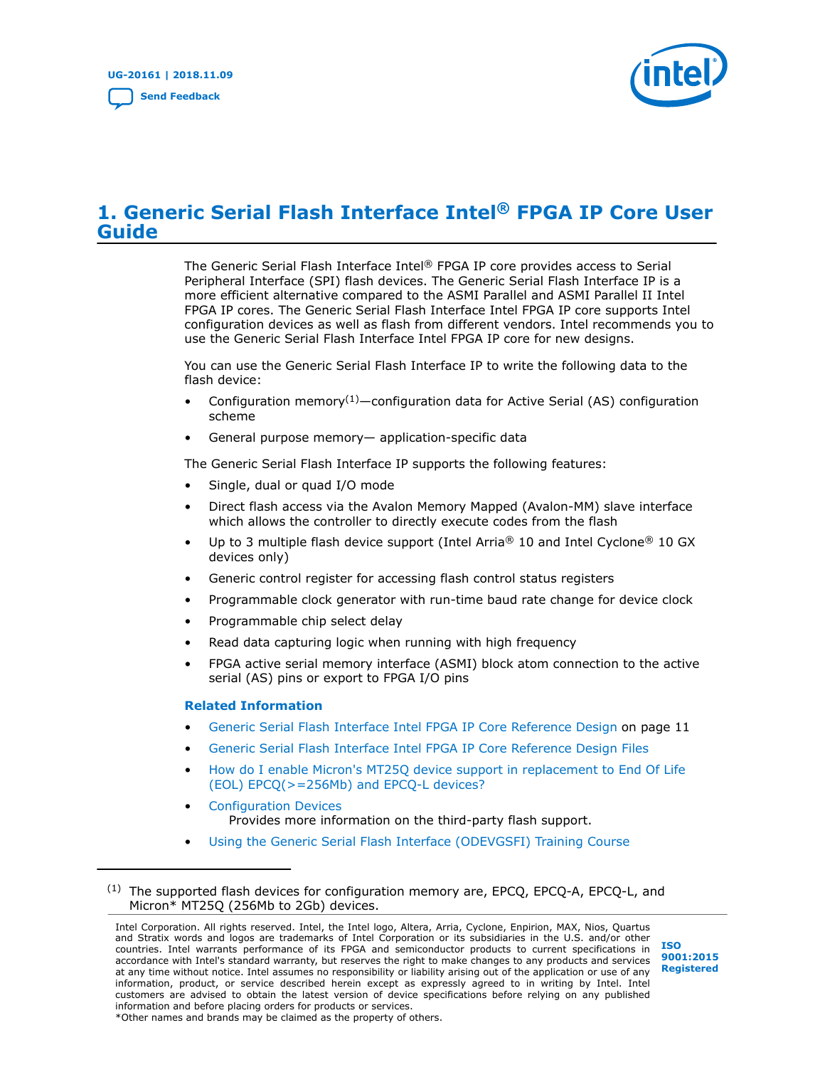# 1. Generic Serial Flash Interface Intel® FPGA IP Core User Guide

The Generic Serial Flash Interface Intel® FPGA IP core provides access to Serial Peripheral Interface (SPI) flash devices. The Generic Serial Flash Interface IP is a more efficient alternative compared to the ASMI Parallel and ASMI Parallel II Intel FPGA IP cores. The Generic Serial Flash Interface Intel FPGA IP core supports Intel configuration devices as well as flash from different vendors. Intel recommends you to use the Generic Serial Flash Interface Intel FPGA IP core for new designs.

You can use the Generic Serial Flash Interface IP to write the following data to the flash device:

- Configuration memory[1]—configuration data for Active Serial (AS) configuration scheme
- General purpose memory— application-specific data

The Generic Serial Flash Interface IP supports the following features:

- Single, dual or quad I/O mode
- Direct flash access via the Avalon Memory Mapped (Avalon-MM) slave interface which allows the controller to directly execute codes from the flash
- Up to 3 multiple flash device support (Intel Arria® 10 and Intel Cyclone® 10 GX devices only)
- Generic control register for accessing flash control status registers
- Programmable clock generator with run-time baud rate change for device clock
- Programmable chip select delay
- Read data capturing logic when running with high frequency
- FPGA active serial memory interface (ASMI) block atom connection to the active serial (AS) pins or export to FPGA I/O pins

**Related Information**

- Generic Serial Flash Interface Intel FPGA IP Core Reference Design on page 11
- Generic Serial Flash Interface Intel FPGA IP Core Reference Design Files
- How do I enable Micron's MT25Q device support in replacement to End Of Life (EOL) EPCQ(>=256Mb) and EPCQ-L devices?
- Configuration Devices
  Provides more information on the third-party flash support.
- Using the Generic Serial Flash Interface (ODEVGSFI) Training Course

---

[1] The supported flash devices for configuration memory are, EPCQ, EPCQ-A, EPCQ-L, and Micron* MT25Q (256Mb to 2Gb) devices.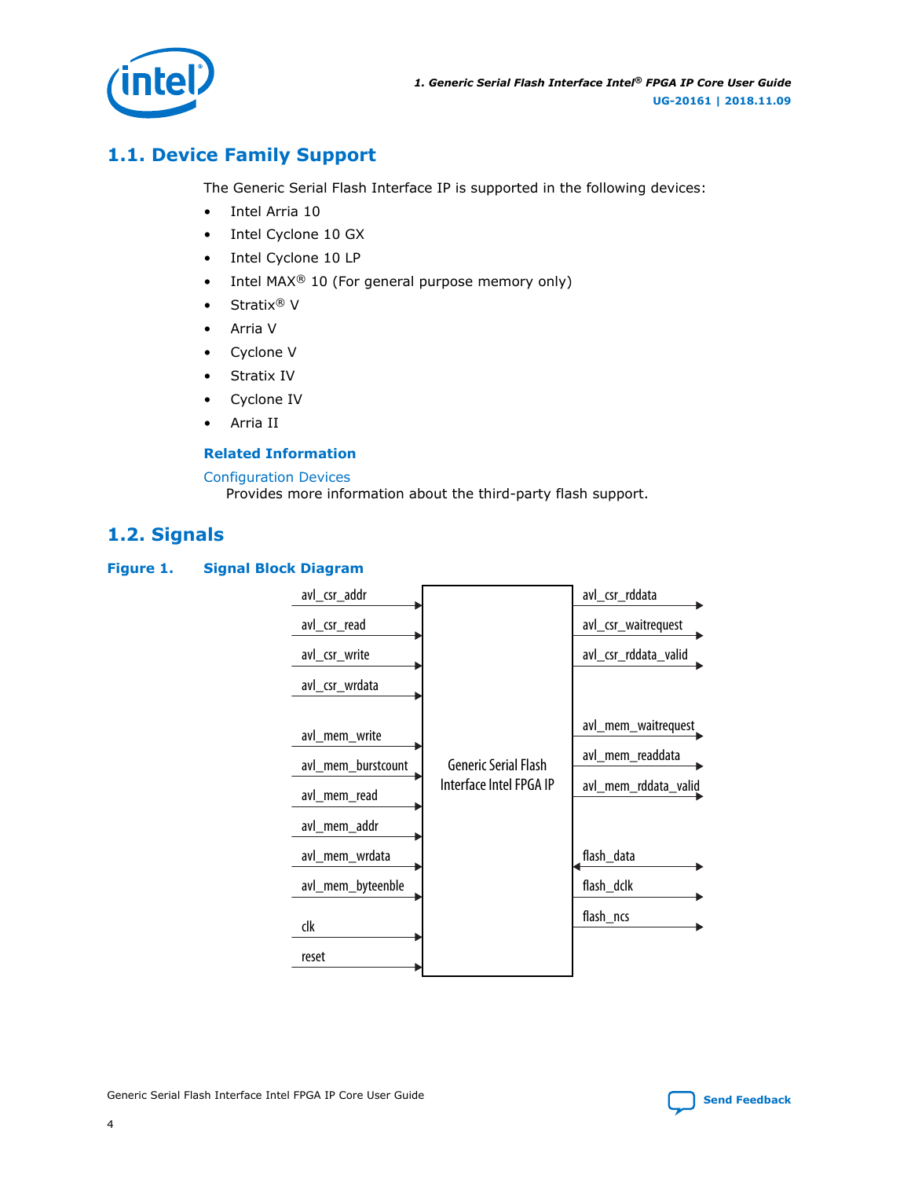## 1.1. Device Family Support

The Generic Serial Flash Interface IP is supported in the following devices:

- Intel Arria 10
- Intel Cyclone 10 GX
- Intel Cyclone 10 LP
- Intel MAX® 10 (For general purpose memory only)
- Stratix® V
- Arria V
- Cyclone V
- Stratix IV
- Cyclone IV
- Arria II

**Related Information**

Configuration Devices
Provides more information about the third-party flash support.

## 1.2. Signals

**Figure 1. Signal Block Diagram**

Generic Serial Flash Interface Intel FPGA IP

Inputs: avl_csr_addr, avl_csr_read, avl_csr_write, avl_csr_wrdata, avl_mem_write, avl_mem_burstcount, avl_mem_read, avl_mem_addr, avl_mem_wrdata, avl_mem_byteenble, clk, reset

Outputs: avl_csr_rddata, avl_csr_waitrequest, avl_csr_rddata_valid, avl_mem_waitrequest, avl_mem_readdata, avl_mem_rddata_valid, flash_dclk, flash_ncs

Bidirectional: flash_data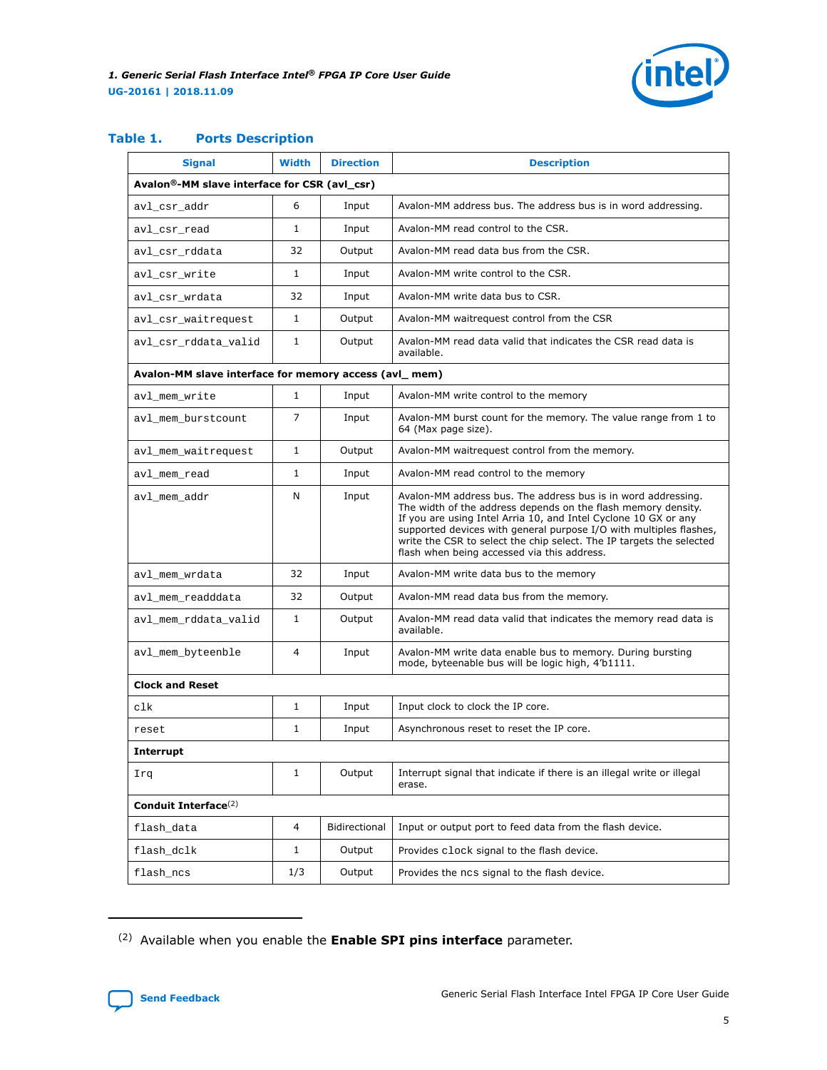### Table 1. Ports Description

| Signal | Width | Direction | Description |
|---|---|---|---|
| **Avalon®-MM slave interface for CSR (avl_csr)** | | | |
| avl_csr_addr | 6 | Input | Avalon-MM address bus. The address bus is in word addressing. |
| avl_csr_read | 1 | Input | Avalon-MM read control to the CSR. |
| avl_csr_rddata | 32 | Output | Avalon-MM read data bus from the CSR. |
| avl_csr_write | 1 | Input | Avalon-MM write control to the CSR. |
| avl_csr_wrdata | 32 | Input | Avalon-MM write data bus to CSR. |
| avl_csr_waitrequest | 1 | Output | Avalon-MM waitrequest control from the CSR |
| avl_csr_rddata_valid | 1 | Output | Avalon-MM read data valid that indicates the CSR read data is available. |
| **Avalon-MM slave interface for memory access (avl_ mem)** | | | |
| avl_mem_write | 1 | Input | Avalon-MM write control to the memory |
| avl_mem_burstcount | 7 | Input | Avalon-MM burst count for the memory. The value range from 1 to 64 (Max page size). |
| avl_mem_waitrequest | 1 | Output | Avalon-MM waitrequest control from the memory. |
| avl_mem_read | 1 | Input | Avalon-MM read control to the memory |
| avl_mem_addr | N | Input | Avalon-MM address bus. The address bus is in word addressing. The width of the address depends on the flash memory density. If you are using Intel Arria 10, and Intel Cyclone 10 GX or any supported devices with general purpose I/O with multiples flashes, write the CSR to select the chip select. The IP targets the selected flash when being accessed via this address. |
| avl_mem_wrdata | 32 | Input | Avalon-MM write data bus to the memory |
| avl_mem_readddata | 32 | Output | Avalon-MM read data bus from the memory. |
| avl_mem_rddata_valid | 1 | Output | Avalon-MM read data valid that indicates the memory read data is available. |
| avl_mem_byteenble | 4 | Input | Avalon-MM write data enable bus to memory. During bursting mode, byteenable bus will be logic high, 4'b1111. |
| **Clock and Reset** | | | |
| clk | 1 | Input | Input clock to clock the IP core. |
| reset | 1 | Input | Asynchronous reset to reset the IP core. |
| **Interrupt** | | | |
| Irq | 1 | Output | Interrupt signal that indicate if there is an illegal write or illegal erase. |
| **Conduit Interface**[2] | | | |
| flash_data | 4 | Bidirectional | Input or output port to feed data from the flash device. |
| flash_dclk | 1 | Output | Provides clock signal to the flash device. |
| flash_ncs | 1/3 | Output | Provides the ncs signal to the flash device. |

[2] Available when you enable the **Enable SPI pins interface** parameter.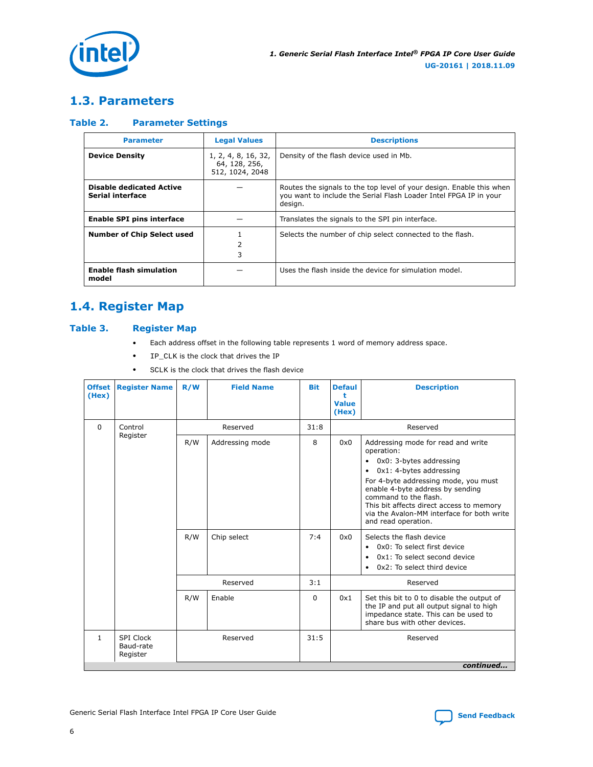## 1.3. Parameters

### Table 2. Parameter Settings

| Parameter | Legal Values | Descriptions |
|---|---|---|
| **Device Density** | 1, 2, 4, 8, 16, 32, 64, 128, 256, 512, 1024, 2048 | Density of the flash device used in Mb. |
| **Disable dedicated Active Serial interface** | — | Routes the signals to the top level of your design. Enable this when you want to include the Serial Flash Loader Intel FPGA IP in your design. |
| **Enable SPI pins interface** | — | Translates the signals to the SPI pin interface. |
| **Number of Chip Select used** | 1<br>2<br>3 | Selects the number of chip select connected to the flash. |
| **Enable flash simulation model** | — | Uses the flash inside the device for simulation model. |

## 1.4. Register Map

### Table 3. Register Map

- Each address offset in the following table represents 1 word of memory address space.
- IP_CLK is the clock that drives the IP
- SCLK is the clock that drives the flash device

| Offset (Hex) | Register Name | R/W | Field Name | Bit | Default Value (Hex) | Description |
|---|---|---|---|---|---|---|
| 0 | Control Register | Reserved | | 31:8 | Reserved | |
| | | R/W | Addressing mode | 8 | 0x0 | Addressing mode for read and write operation:<br>• 0x0: 3-bytes addressing<br>• 0x1: 4-bytes addressing<br>For 4-byte addressing mode, you must enable 4-byte address by sending command to the flash.<br>This bit affects direct access to memory via the Avalon-MM interface for both write and read operation. |
| | | R/W | Chip select | 7:4 | 0x0 | Selects the flash device<br>• 0x0: To select first device<br>• 0x1: To select second device<br>• 0x2: To select third device |
| | | Reserved | | 3:1 | Reserved | |
| | | R/W | Enable | 0 | 0x1 | Set this bit to 0 to disable the output of the IP and put all output signal to high impedance state. This can be used to share bus with other devices. |
| 1 | SPI Clock Baud-rate Register | Reserved | | 31:5 | Reserved | |

*continued...*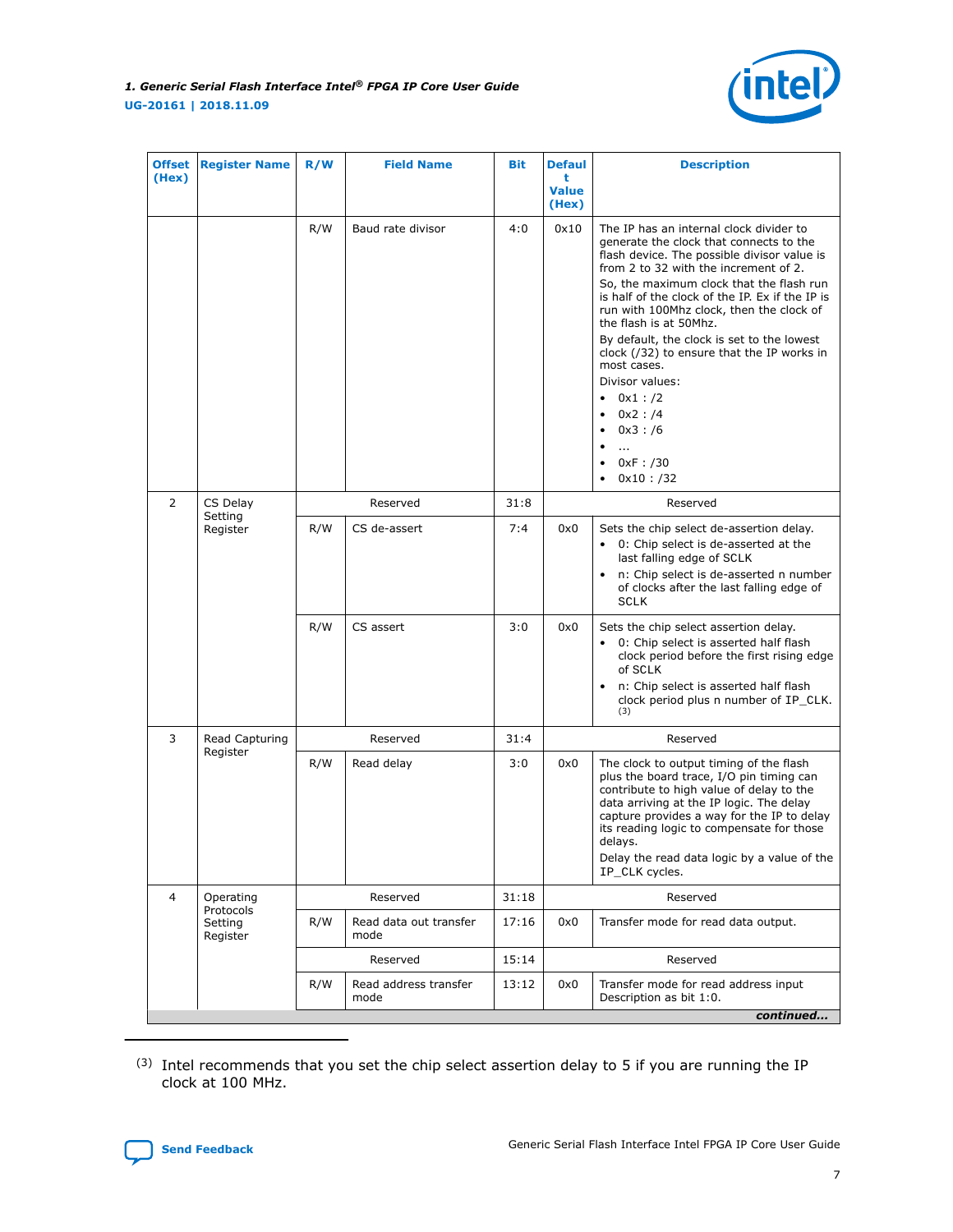| Offset (Hex) | Register Name | R/W | Field Name | Bit | Default Value (Hex) | Description |
|---|---|---|---|---|---|---|
| | | R/W | Baud rate divisor | 4:0 | 0x10 | The IP has an internal clock divider to generate the clock that connects to the flash device. The possible divisor value is from 2 to 32 with the increment of 2. So, the maximum clock that the flash run is half of the clock of the IP. Ex if the IP is run with 100Mhz clock, then the clock of the flash is at 50Mhz. By default, the clock is set to the lowest clock (/32) to ensure that the IP works in most cases. Divisor values: • 0x1 : /2 • 0x2 : /4 • 0x3 : /6 • ... • 0xF : /30 • 0x10 : /32 |
| 2 | CS Delay Setting Register | Reserved | | 31:8 | Reserved | |
| | | R/W | CS de-assert | 7:4 | 0x0 | Sets the chip select de-assertion delay. • 0: Chip select is de-asserted at the last falling edge of SCLK • n: Chip select is de-asserted n number of clocks after the last falling edge of SCLK |
| | | R/W | CS assert | 3:0 | 0x0 | Sets the chip select assertion delay. • 0: Chip select is asserted half flash clock period before the first rising edge of SCLK • n: Chip select is asserted half flash clock period plus n number of IP_CLK. [3] |
| 3 | Read Capturing Register | Reserved | | 31:4 | Reserved | |
| | | R/W | Read delay | 3:0 | 0x0 | The clock to output timing of the flash plus the board trace, I/O pin timing can contribute to high value of delay to the data arriving at the IP logic. The delay capture provides a way for the IP to delay its reading logic to compensate for those delays. Delay the read data logic by a value of the IP_CLK cycles. |
| 4 | Operating Protocols Setting Register | Reserved | | 31:18 | Reserved | |
| | | R/W | Read data out transfer mode | 17:16 | 0x0 | Transfer mode for read data output. |
| | | Reserved | | 15:14 | Reserved | |
| | | R/W | Read address transfer mode | 13:12 | 0x0 | Transfer mode for read address input Description as bit 1:0. |

*continued...*

(3) Intel recommends that you set the chip select assertion delay to 5 if you are running the IP clock at 100 MHz.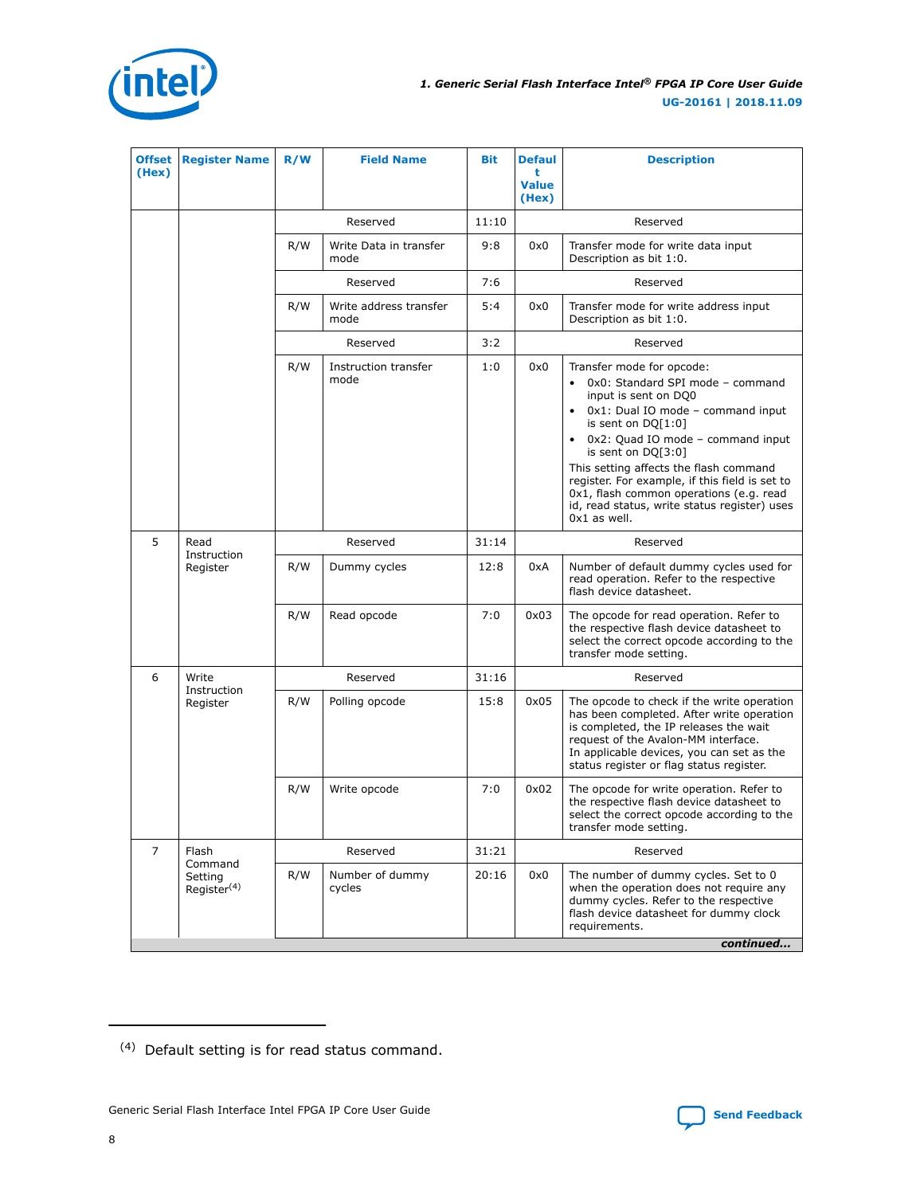| Offset (Hex) | Register Name | R/W | Field Name | Bit | Default Value (Hex) | Description |
|---|---|---|---|---|---|---|
| | | Reserved | | 11:10 | Reserved | |
| | | R/W | Write Data in transfer mode | 9:8 | 0x0 | Transfer mode for write data input Description as bit 1:0. |
| | | Reserved | | 7:6 | Reserved | |
| | | R/W | Write address transfer mode | 5:4 | 0x0 | Transfer mode for write address input Description as bit 1:0. |
| | | Reserved | | 3:2 | Reserved | |
| | | R/W | Instruction transfer mode | 1:0 | 0x0 | Transfer mode for opcode:<br>• 0x0: Standard SPI mode – command input is sent on DQ0<br>• 0x1: Dual IO mode – command input is sent on DQ[1:0]<br>• 0x2: Quad IO mode – command input is sent on DQ[3:0]<br>This setting affects the flash command register. For example, if this field is set to 0x1, flash common operations (e.g. read id, read status, write status register) uses 0x1 as well. |
| 5 | Read Instruction Register | Reserved | | 31:14 | Reserved | |
| | | R/W | Dummy cycles | 12:8 | 0xA | Number of default dummy cycles used for read operation. Refer to the respective flash device datasheet. |
| | | R/W | Read opcode | 7:0 | 0x03 | The opcode for read operation. Refer to the respective flash device datasheet to select the correct opcode according to the transfer mode setting. |
| 6 | Write Instruction Register | Reserved | | 31:16 | Reserved | |
| | | R/W | Polling opcode | 15:8 | 0x05 | The opcode to check if the write operation has been completed. After write operation is completed, the IP releases the wait request of the Avalon-MM interface.<br>In applicable devices, you can set as the status register or flag status register. |
| | | R/W | Write opcode | 7:0 | 0x02 | The opcode for write operation. Refer to the respective flash device datasheet to select the correct opcode according to the transfer mode setting. |
| 7 | Flash Command Setting Register(4) | Reserved | | 31:21 | Reserved | |
| | | R/W | Number of dummy cycles | 20:16 | 0x0 | The number of dummy cycles. Set to 0 when the operation does not require any dummy cycles. Refer to the respective flash device datasheet for dummy clock requirements. |

*continued...*

(4) Default setting is for read status command.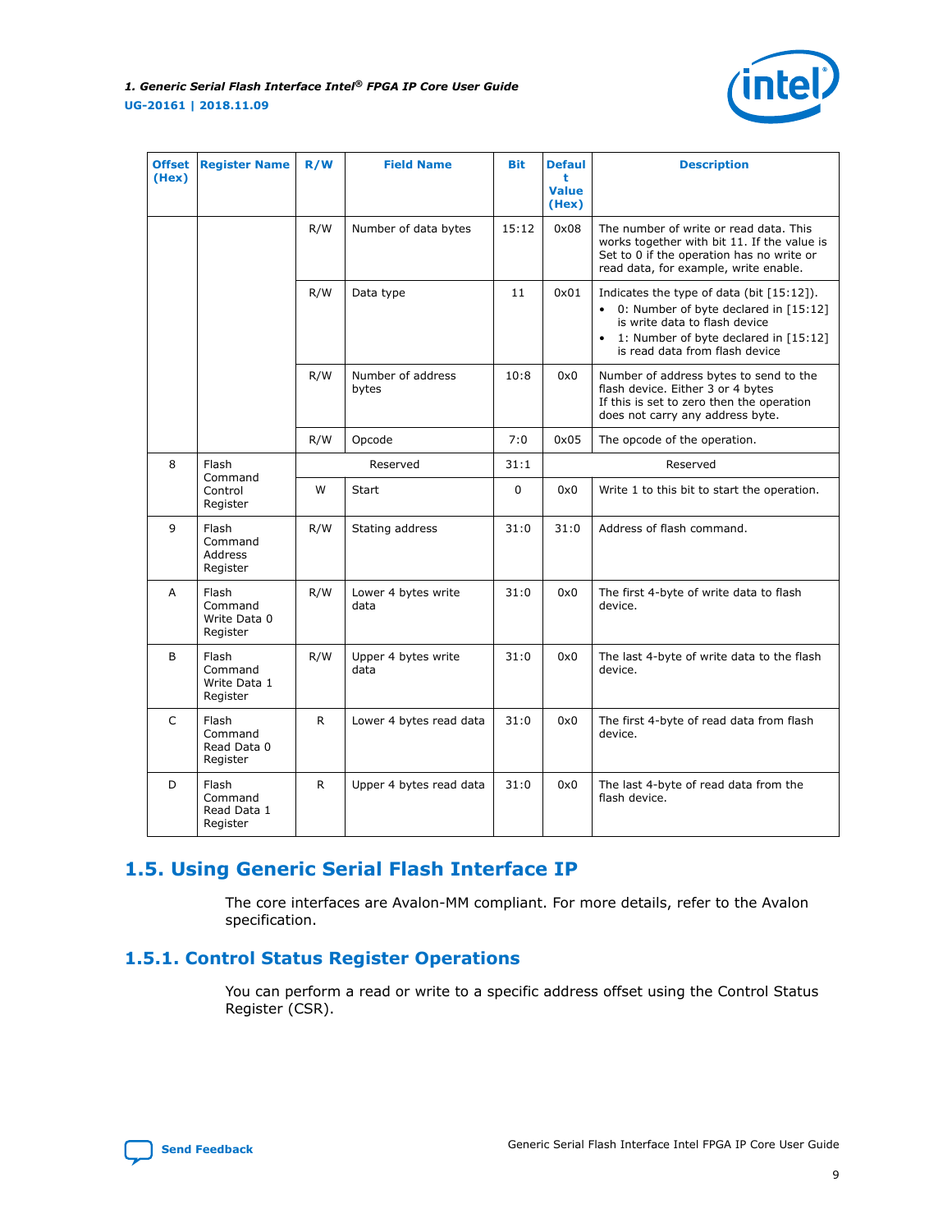| Offset (Hex) | Register Name | R/W | Field Name | Bit | Default Value (Hex) | Description |
|---|---|---|---|---|---|---|
| | | R/W | Number of data bytes | 15:12 | 0x08 | The number of write or read data. This works together with bit 11. If the value is Set to 0 if the operation has no write or read data, for example, write enable. |
| | | R/W | Data type | 11 | 0x01 | Indicates the type of data (bit [15:12]).<br>• 0: Number of byte declared in [15:12] is write data to flash device<br>• 1: Number of byte declared in [15:12] is read data from flash device |
| | | R/W | Number of address bytes | 10:8 | 0x0 | Number of address bytes to send to the flash device. Either 3 or 4 bytes<br>If this is set to zero then the operation does not carry any address byte. |
| | | R/W | Opcode | 7:0 | 0x05 | The opcode of the operation. |
| 8 | Flash Command Control Register | Reserved | | 31:1 | Reserved | |
| | | W | Start | 0 | 0x0 | Write 1 to this bit to start the operation. |
| 9 | Flash Command Address Register | R/W | Stating address | 31:0 | 31:0 | Address of flash command. |
| A | Flash Command Write Data 0 Register | R/W | Lower 4 bytes write data | 31:0 | 0x0 | The first 4-byte of write data to flash device. |
| B | Flash Command Write Data 1 Register | R/W | Upper 4 bytes write data | 31:0 | 0x0 | The last 4-byte of write data to the flash device. |
| C | Flash Command Read Data 0 Register | R | Lower 4 bytes read data | 31:0 | 0x0 | The first 4-byte of read data from flash device. |
| D | Flash Command Read Data 1 Register | R | Upper 4 bytes read data | 31:0 | 0x0 | The last 4-byte of read data from the flash device. |

## 1.5. Using Generic Serial Flash Interface IP

The core interfaces are Avalon-MM compliant. For more details, refer to the Avalon specification.

### 1.5.1. Control Status Register Operations

You can perform a read or write to a specific address offset using the Control Status Register (CSR).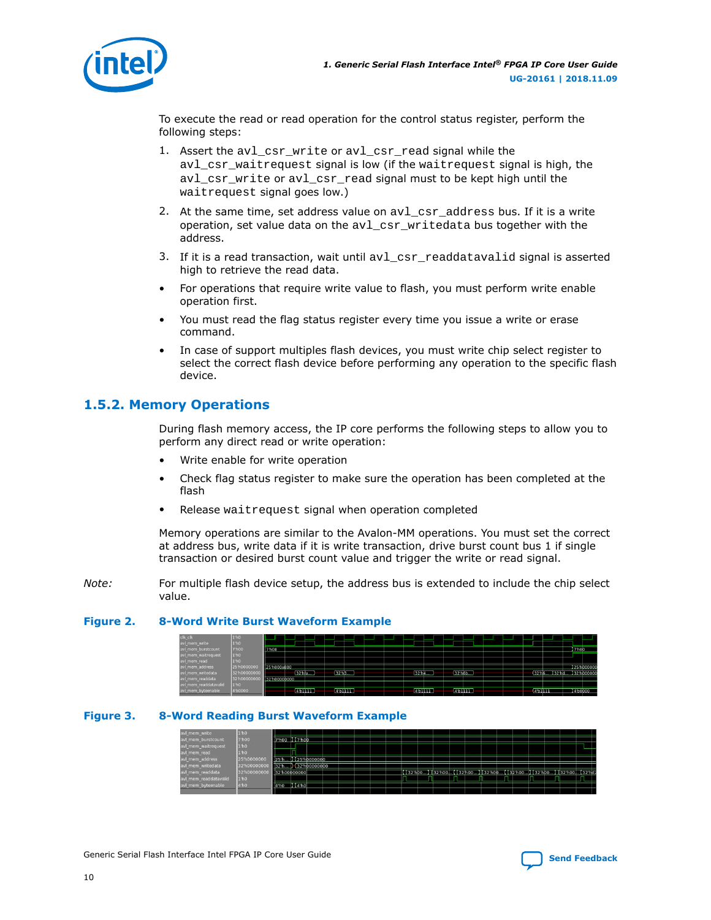To execute the read or read operation for the control status register, perform the following steps:

1. Assert the `avl_csr_write` or `avl_csr_read` signal while the `avl_csr_waitrequest` signal is low (if the `waitrequest` signal is high, the `avl_csr_write` or `avl_csr_read` signal must to be kept high until the `waitrequest` signal goes low.)
2. At the same time, set address value on `avl_csr_address` bus. If it is a write operation, set value data on the `avl_csr_writedata` bus together with the address.
3. If it is a read transaction, wait until `avl_csr_readdatavalid` signal is asserted high to retrieve the read data.

- For operations that require write value to flash, you must perform write enable operation first.
- You must read the flag status register every time you issue a write or erase command.
- In case of support multiples flash devices, you must write chip select register to select the correct flash device before performing any operation to the specific flash device.

## 1.5.2. Memory Operations

During flash memory access, the IP core performs the following steps to allow you to perform any direct read or write operation:

- Write enable for write operation
- Check flag status register to make sure the operation has been completed at the flash
- Release `waitrequest` signal when operation completed

Memory operations are similar to the Avalon-MM operations. You must set the correct at address bus, write data if it is write transaction, drive burst count bus 1 if single transaction or desired burst count value and trigger the write or read signal.

*Note:* For multiple flash device setup, the address bus is extended to include the chip select value.

**Figure 2. 8-Word Write Burst Waveform Example**

**Figure 3. 8-Word Reading Burst Waveform Example**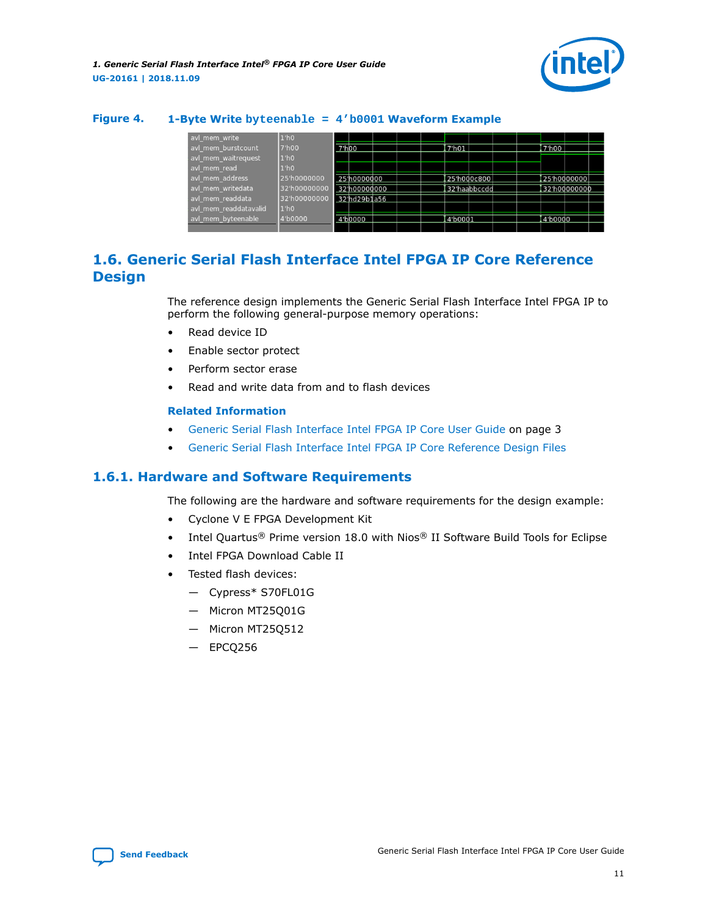**Figure 4. 1-Byte Write byteenable = 4'b0001 Waveform Example**

| Signal | Value | | | |
|---|---|---|---|---|
| avl_mem_write | 1'h0 | | | |
| avl_mem_burstcount | 7'h00 | 7'h00 | 7'h01 | 7'h00 |
| avl_mem_waitrequest | 1'h0 | | | |
| avl_mem_read | 1'h0 | | | |
| avl_mem_address | 25'h0000000 | 25'h0000000 | 25'h000c800 | 25'h0000000 |
| avl_mem_writedata | 32'h00000000 | 32'h00000000 | 32'haabbccdd | 32'h00000000 |
| avl_mem_readdata | 32'h00000000 | 32'hd29b1a56 | | |
| avl_mem_readdatavalid | 1'h0 | | | |
| avl_mem_byteenable | 4'b0000 | 4'b0000 | 4'b0001 | 4'b0000 |

## 1.6. Generic Serial Flash Interface Intel FPGA IP Core Reference Design

The reference design implements the Generic Serial Flash Interface Intel FPGA IP to perform the following general-purpose memory operations:

- Read device ID
- Enable sector protect
- Perform sector erase
- Read and write data from and to flash devices

**Related Information**

- Generic Serial Flash Interface Intel FPGA IP Core User Guide on page 3
- Generic Serial Flash Interface Intel FPGA IP Core Reference Design Files

### 1.6.1. Hardware and Software Requirements

The following are the hardware and software requirements for the design example:

- Cyclone V E FPGA Development Kit
- Intel Quartus® Prime version 18.0 with Nios® II Software Build Tools for Eclipse
- Intel FPGA Download Cable II
- Tested flash devices:
  - Cypress* S70FL01G
  - Micron MT25Q01G
  - Micron MT25Q512
  - EPCQ256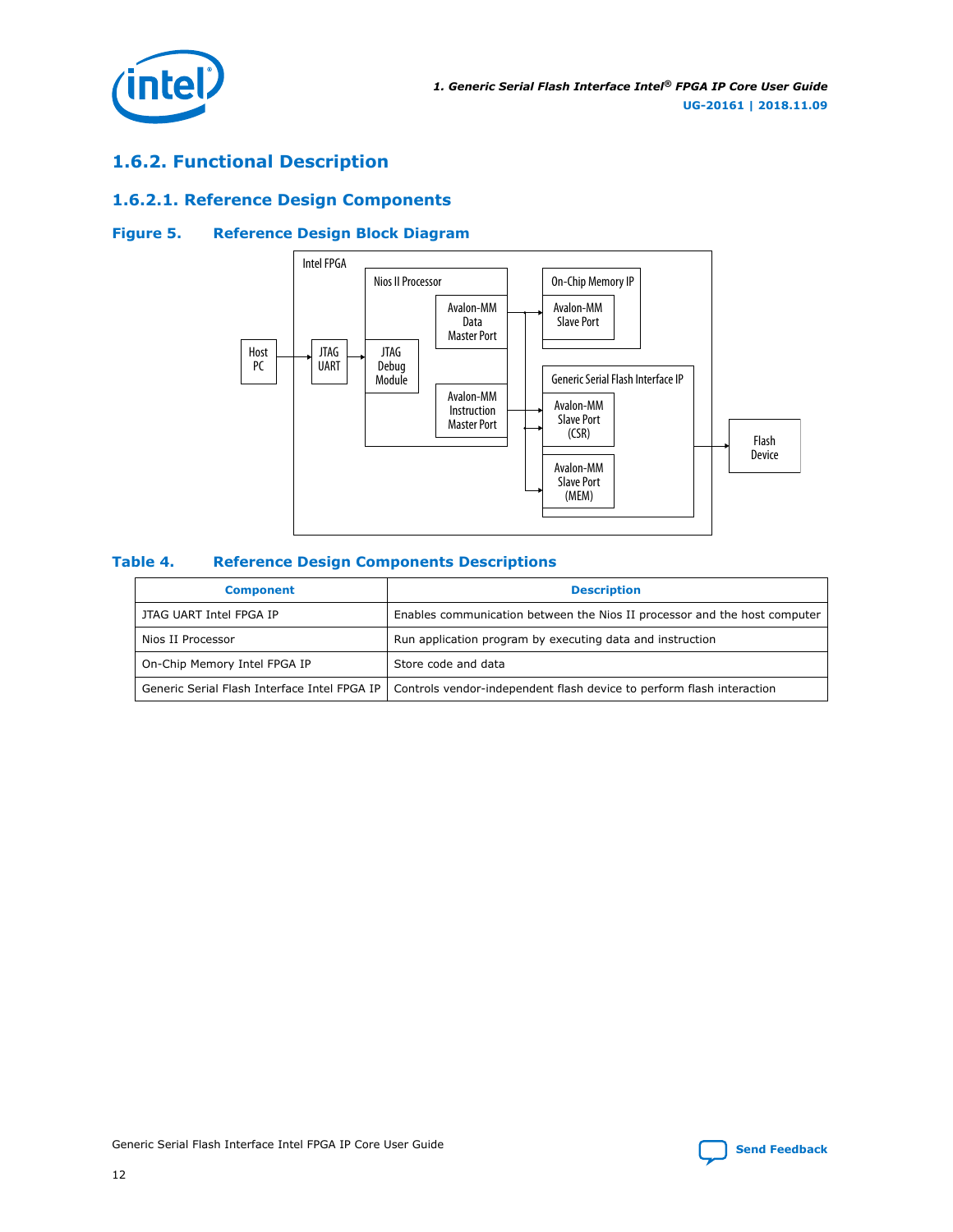## 1.6.2. Functional Description

### 1.6.2.1. Reference Design Components

**Figure 5. Reference Design Block Diagram**

**Table 4. Reference Design Components Descriptions**

| Component | Description |
| --- | --- |
| JTAG UART Intel FPGA IP | Enables communication between the Nios II processor and the host computer |
| Nios II Processor | Run application program by executing data and instruction |
| On-Chip Memory Intel FPGA IP | Store code and data |
| Generic Serial Flash Interface Intel FPGA IP | Controls vendor-independent flash device to perform flash interaction |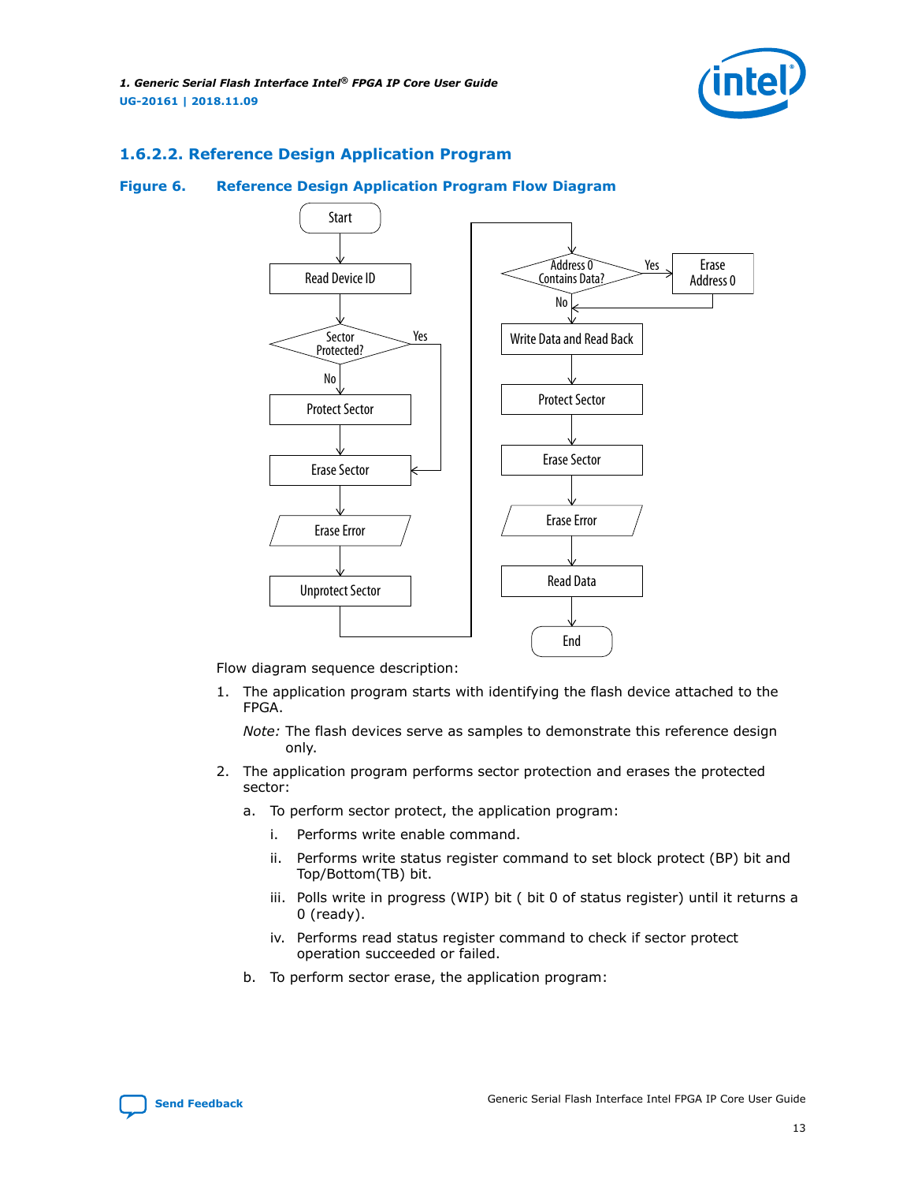### 1.6.2.2. Reference Design Application Program

**Figure 6. Reference Design Application Program Flow Diagram**

Flow diagram sequence description:

1. The application program starts with identifying the flash device attached to the FPGA.

   *Note:* The flash devices serve as samples to demonstrate this reference design only.

2. The application program performs sector protection and erases the protected sector:
   a. To perform sector protect, the application program:
      i. Performs write enable command.
      ii. Performs write status register command to set block protect (BP) bit and Top/Bottom(TB) bit.
      iii. Polls write in progress (WIP) bit ( bit 0 of status register) until it returns a 0 (ready).
      iv. Performs read status register command to check if sector protect operation succeeded or failed.
   b. To perform sector erase, the application program: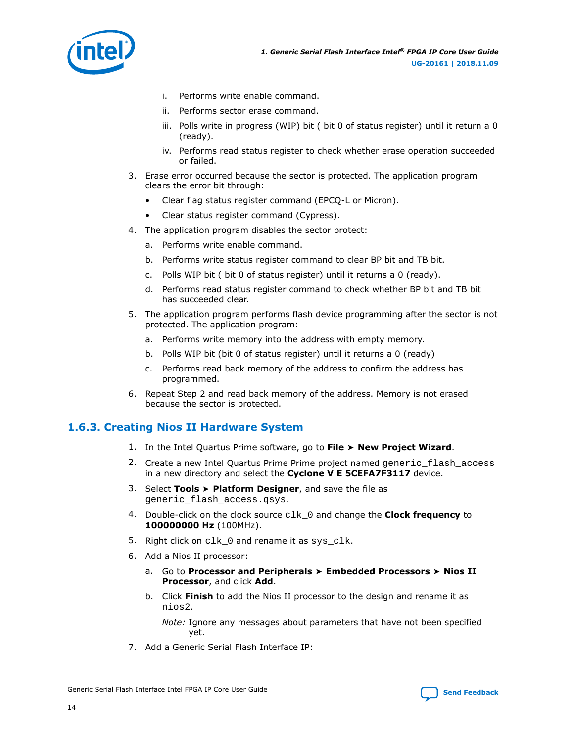i. Performs write enable command.

ii. Performs sector erase command.

iii. Polls write in progress (WIP) bit ( bit 0 of status register) until it return a 0 (ready).

iv. Performs read status register to check whether erase operation succeeded or failed.

3. Erase error occurred because the sector is protected. The application program clears the error bit through:
   - Clear flag status register command (EPCQ-L or Micron).
   - Clear status register command (Cypress).
4. The application program disables the sector protect:
   a. Performs write enable command.
   b. Performs write status register command to clear BP bit and TB bit.
   c. Polls WIP bit ( bit 0 of status register) until it returns a 0 (ready).
   d. Performs read status register command to check whether BP bit and TB bit has succeeded clear.
5. The application program performs flash device programming after the sector is not protected. The application program:
   a. Performs write memory into the address with empty memory.
   b. Polls WIP bit (bit 0 of status register) until it returns a 0 (ready)
   c. Performs read back memory of the address to confirm the address has programmed.
6. Repeat Step 2 and read back memory of the address. Memory is not erased because the sector is protected.

### 1.6.3. Creating Nios II Hardware System

1. In the Intel Quartus Prime software, go to **File ➤ New Project Wizard**.
2. Create a new Intel Quartus Prime Prime project named `generic_flash_access` in a new directory and select the **Cyclone V E 5CEFA7F3117** device.
3. Select **Tools ➤ Platform Designer**, and save the file as `generic_flash_access.qsys`.
4. Double-click on the clock source `clk_0` and change the **Clock frequency** to **100000000 Hz** (100MHz).
5. Right click on `clk_0` and rename it as `sys_clk`.
6. Add a Nios II processor:
   a. Go to **Processor and Peripherals ➤ Embedded Processors ➤ Nios II Processor**, and click **Add**.
   b. Click **Finish** to add the Nios II processor to the design and rename it as `nios2`.

      *Note:* Ignore any messages about parameters that have not been specified yet.
7. Add a Generic Serial Flash Interface IP: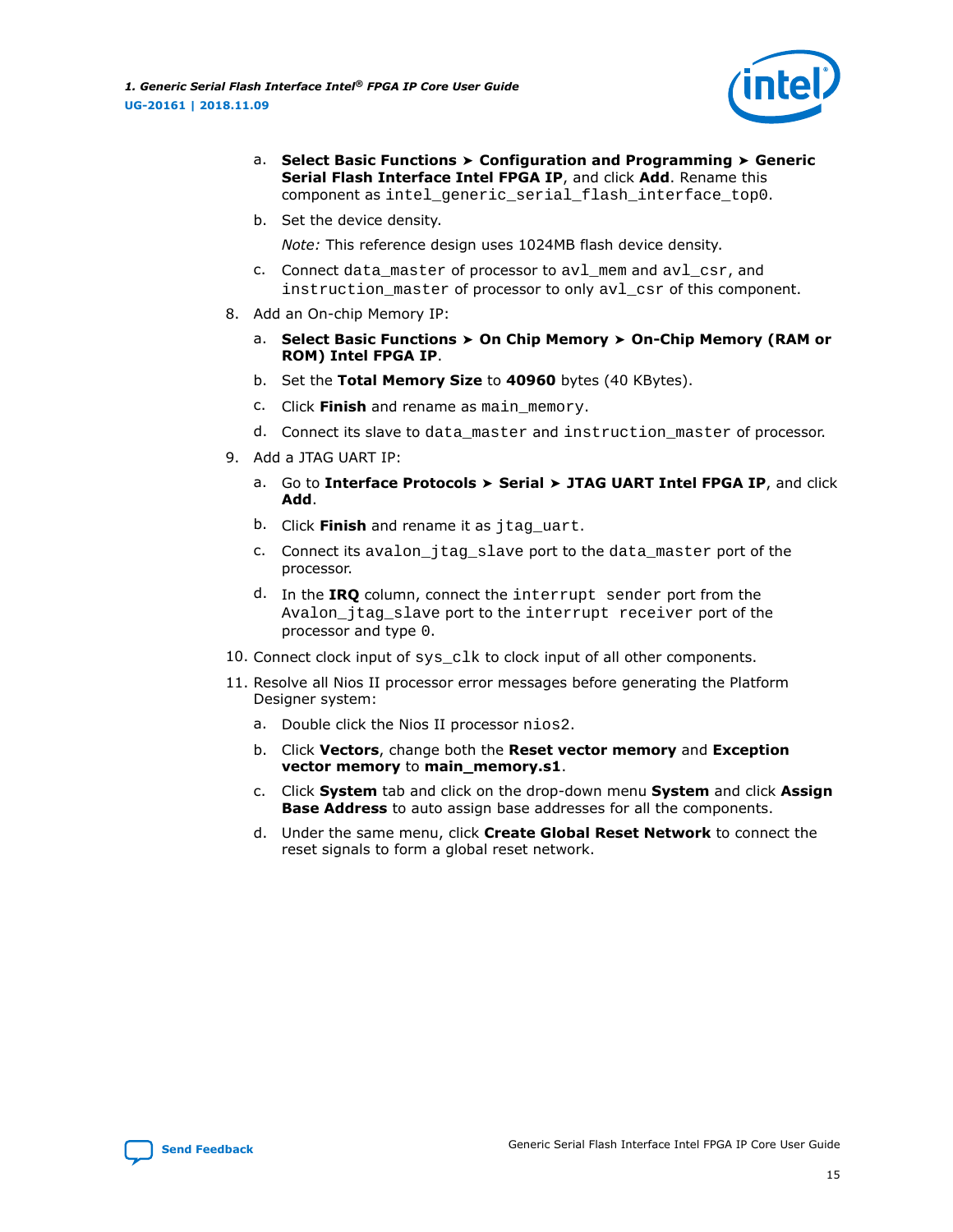a. **Select Basic Functions ➤ Configuration and Programming ➤ Generic Serial Flash Interface Intel FPGA IP**, and click **Add**. Rename this component as `intel_generic_serial_flash_interface_top0`.

   b. Set the device density.

      *Note:* This reference design uses 1024MB flash device density.

   c. Connect `data_master` of processor to `avl_mem` and `avl_csr`, and `instruction_master` of processor to only `avl_csr` of this component.

8. Add an On-chip Memory IP:

   a. **Select Basic Functions ➤ On Chip Memory ➤ On-Chip Memory (RAM or ROM) Intel FPGA IP**.

   b. Set the **Total Memory Size** to **40960** bytes (40 KBytes).

   c. Click **Finish** and rename as `main_memory`.

   d. Connect its slave to `data_master` and `instruction_master` of processor.

9. Add a JTAG UART IP:

   a. Go to **Interface Protocols ➤ Serial ➤ JTAG UART Intel FPGA IP**, and click **Add**.

   b. Click **Finish** and rename it as `jtag_uart`.

   c. Connect its `avalon_jtag_slave` port to the `data_master` port of the processor.

   d. In the **IRQ** column, connect the `interrupt sender` port from the `Avalon_jtag_slave` port to the `interrupt receiver` port of the processor and type `0`.

10. Connect clock input of `sys_clk` to clock input of all other components.

11. Resolve all Nios II processor error messages before generating the Platform Designer system:

    a. Double click the Nios II processor `nios2`.

    b. Click **Vectors**, change both the **Reset vector memory** and **Exception vector memory** to **main_memory.s1**.

    c. Click **System** tab and click on the drop-down menu **System** and click **Assign Base Address** to auto assign base addresses for all the components.

    d. Under the same menu, click **Create Global Reset Network** to connect the reset signals to form a global reset network.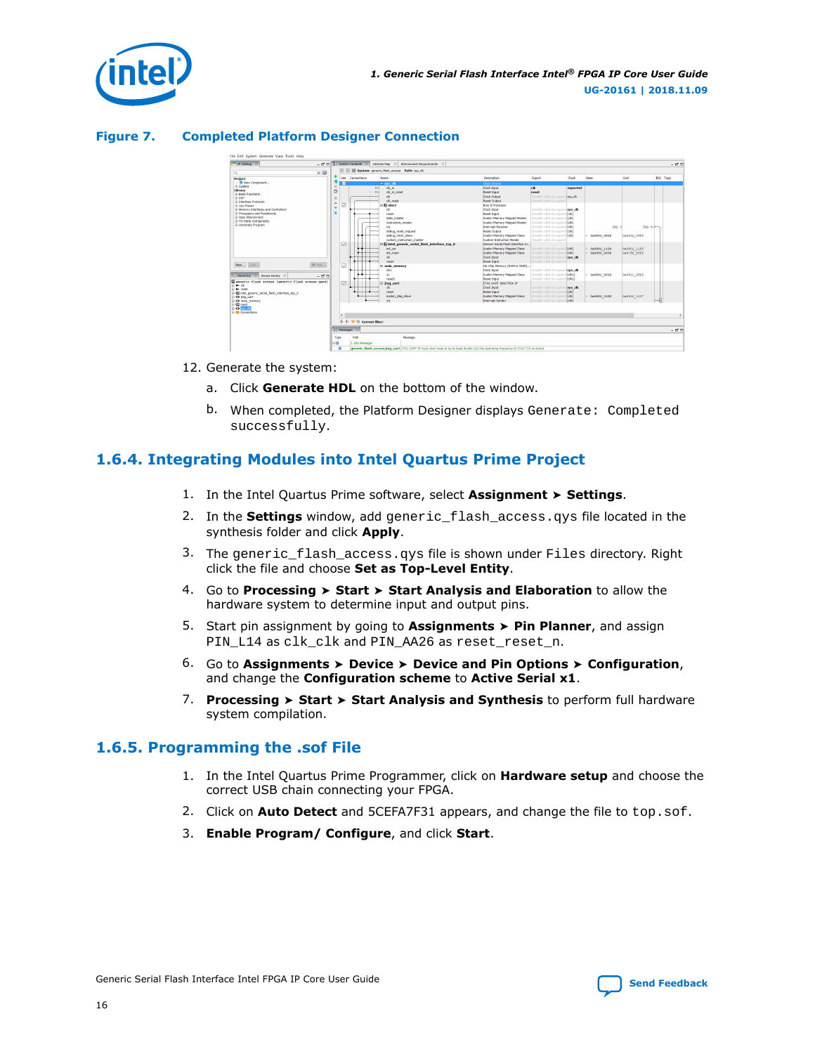**Figure 7. Completed Platform Designer Connection**

12. Generate the system:

    a. Click **Generate HDL** on the bottom of the window.

    b. When completed, the Platform Designer displays `Generate: Completed successfully`.

## 1.6.4. Integrating Modules into Intel Quartus Prime Project

1. In the Intel Quartus Prime software, select **Assignment ➤ Settings**.
2. In the **Settings** window, add `generic_flash_access.qys` file located in the synthesis folder and click **Apply**.
3. The `generic_flash_access.qys` file is shown under `Files` directory. Right click the file and choose **Set as Top-Level Entity**.
4. Go to **Processing ➤ Start ➤ Start Analysis and Elaboration** to allow the hardware system to determine input and output pins.
5. Start pin assignment by going to **Assignments ➤ Pin Planner**, and assign `PIN_L14` as `clk_clk` and `PIN_AA26` as `reset_reset_n`.
6. Go to **Assignments ➤ Device ➤ Device and Pin Options ➤ Configuration**, and change the **Configuration scheme** to **Active Serial x1**.
7. **Processing ➤ Start ➤ Start Analysis and Synthesis** to perform full hardware system compilation.

## 1.6.5. Programming the .sof File

1. In the Intel Quartus Prime Programmer, click on **Hardware setup** and choose the correct USB chain connecting your FPGA.
2. Click on **Auto Detect** and 5CEFA7F31 appears, and change the file to `top.sof`.
3. **Enable Program/ Configure**, and click **Start**.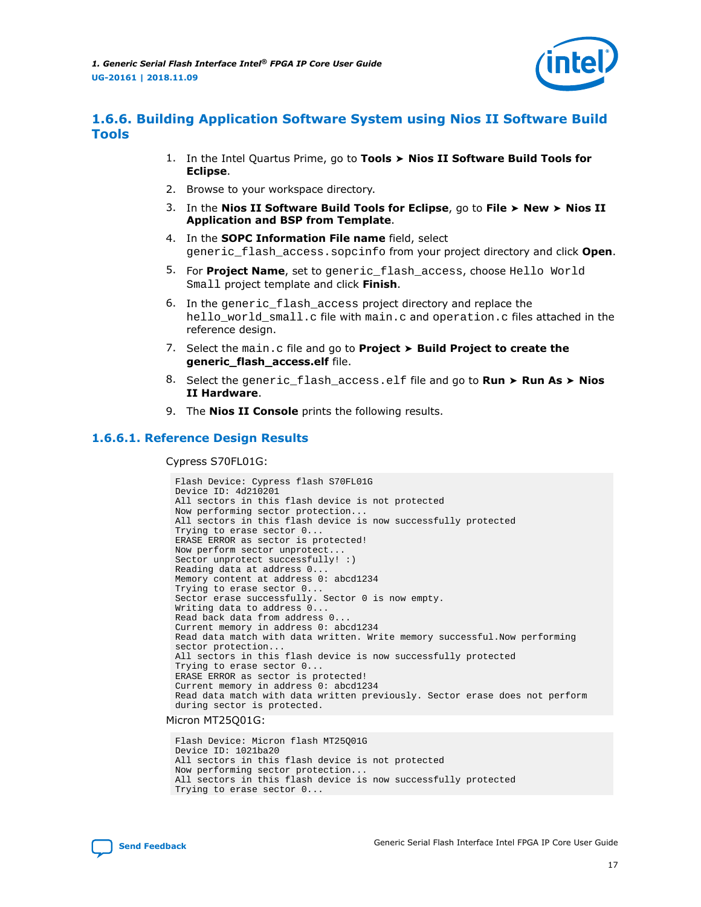## 1.6.6. Building Application Software System using Nios II Software Build Tools

1. In the Intel Quartus Prime, go to **Tools ➤ Nios II Software Build Tools for Eclipse**.
2. Browse to your workspace directory.
3. In the **Nios II Software Build Tools for Eclipse**, go to **File ➤ New ➤ Nios II Application and BSP from Template**.
4. In the **SOPC Information File name** field, select `generic_flash_access.sopcinfo` from your project directory and click **Open**.
5. For **Project Name**, set to `generic_flash_access`, choose `Hello World Small` project template and click **Finish**.
6. In the `generic_flash_access` project directory and replace the `hello_world_small.c` file with `main.c` and `operation.c` files attached in the reference design.
7. Select the `main.c` file and go to **Project ➤ Build Project to create the generic_flash_access.elf** file.
8. Select the `generic_flash_access.elf` file and go to **Run ➤ Run As ➤ Nios II Hardware**.
9. The **Nios II Console** prints the following results.

### 1.6.6.1. Reference Design Results

Cypress S70FL01G:

```
Flash Device: Cypress flash S70FL01G
Device ID: 4d210201
All sectors in this flash device is not protected
Now performing sector protection...
All sectors in this flash device is now successfully protected
Trying to erase sector 0...
ERASE ERROR as sector is protected!
Now perform sector unprotect...
Sector unprotect successfully! :)
Reading data at address 0...
Memory content at address 0: abcd1234
Trying to erase sector 0...
Sector erase successfully. Sector 0 is now empty.
Writing data to address 0...
Read back data from address 0...
Current memory in address 0: abcd1234
Read data match with data written. Write memory successful.Now performing
sector protection...
All sectors in this flash device is now successfully protected
Trying to erase sector 0...
ERASE ERROR as sector is protected!
Current memory in address 0: abcd1234
Read data match with data written previously. Sector erase does not perform
during sector is protected.
```

Micron MT25Q01G:

```
Flash Device: Micron flash MT25Q01G
Device ID: 1021ba20
All sectors in this flash device is not protected
Now performing sector protection...
All sectors in this flash device is now successfully protected
Trying to erase sector 0...
```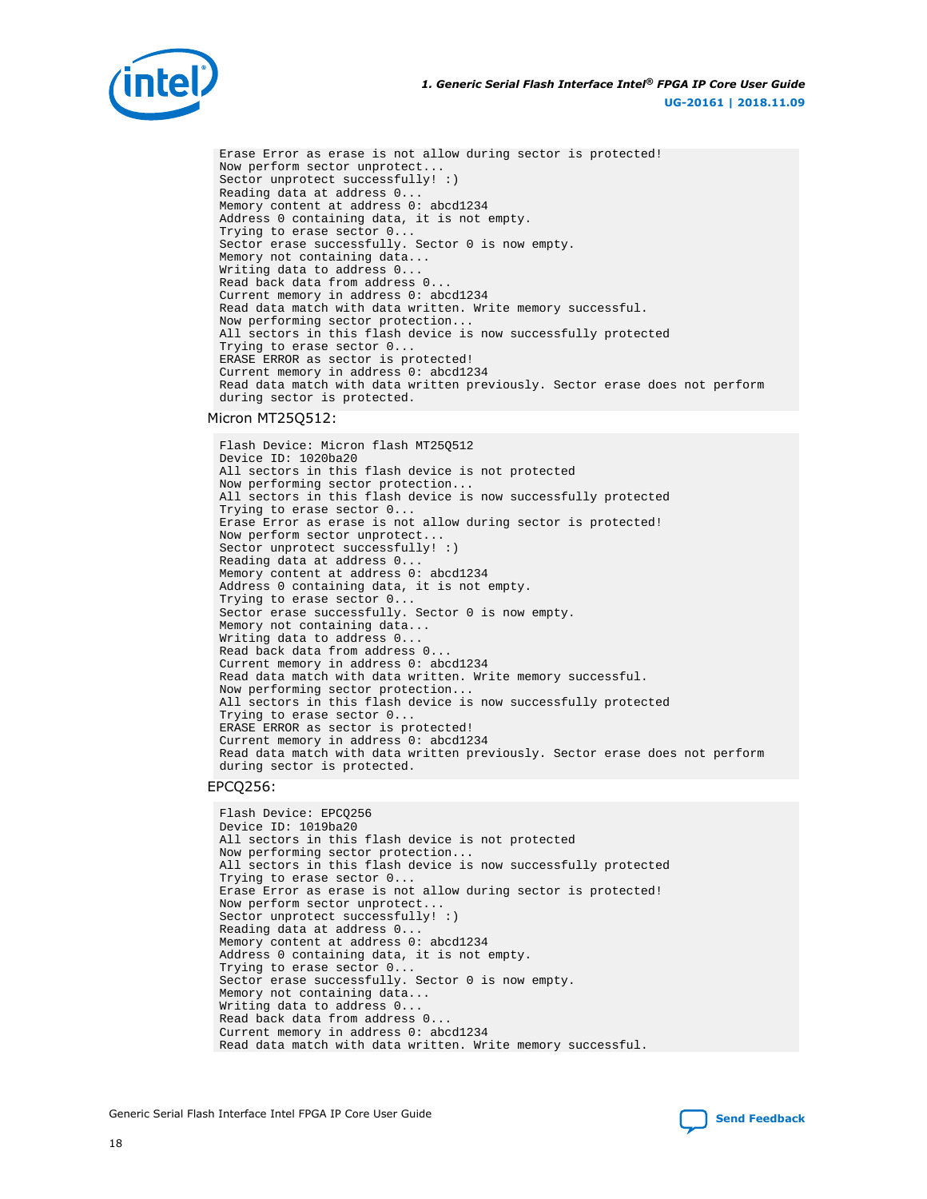```
Erase Error as erase is not allow during sector is protected!
Now perform sector unprotect...
Sector unprotect successfully! :)
Reading data at address 0...
Memory content at address 0: abcd1234
Address 0 containing data, it is not empty.
Trying to erase sector 0...
Sector erase successfully. Sector 0 is now empty.
Memory not containing data...
Writing data to address 0...
Read back data from address 0...
Current memory in address 0: abcd1234
Read data match with data written. Write memory successful.
Now performing sector protection...
All sectors in this flash device is now successfully protected
Trying to erase sector 0...
ERASE ERROR as sector is protected!
Current memory in address 0: abcd1234
Read data match with data written previously. Sector erase does not perform
during sector is protected.
```

Micron MT25Q512:

```
Flash Device: Micron flash MT25Q512
Device ID: 1020ba20
All sectors in this flash device is not protected
Now performing sector protection...
All sectors in this flash device is now successfully protected
Trying to erase sector 0...
Erase Error as erase is not allow during sector is protected!
Now perform sector unprotect...
Sector unprotect successfully! :)
Reading data at address 0...
Memory content at address 0: abcd1234
Address 0 containing data, it is not empty.
Trying to erase sector 0...
Sector erase successfully. Sector 0 is now empty.
Memory not containing data...
Writing data to address 0...
Read back data from address 0...
Current memory in address 0: abcd1234
Read data match with data written. Write memory successful.
Now performing sector protection...
All sectors in this flash device is now successfully protected
Trying to erase sector 0...
ERASE ERROR as sector is protected!
Current memory in address 0: abcd1234
Read data match with data written previously. Sector erase does not perform
during sector is protected.
```

EPCQ256:

```
Flash Device: EPCQ256
Device ID: 1019ba20
All sectors in this flash device is not protected
Now performing sector protection...
All sectors in this flash device is now successfully protected
Trying to erase sector 0...
Erase Error as erase is not allow during sector is protected!
Now perform sector unprotect...
Sector unprotect successfully! :)
Reading data at address 0...
Memory content at address 0: abcd1234
Address 0 containing data, it is not empty.
Trying to erase sector 0...
Sector erase successfully. Sector 0 is now empty.
Memory not containing data...
Writing data to address 0...
Read back data from address 0...
Current memory in address 0: abcd1234
Read data match with data written. Write memory successful.
```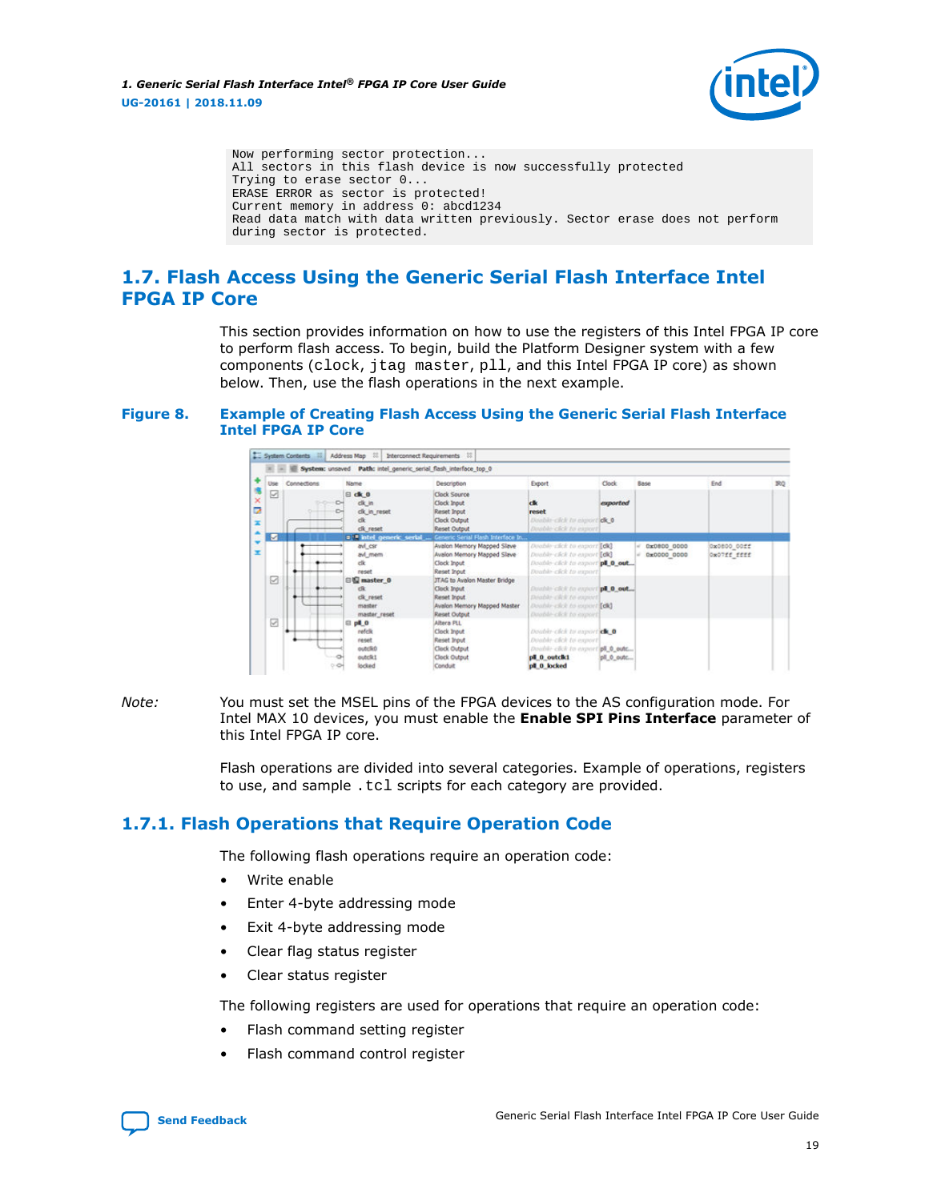```
Now performing sector protection...
All sectors in this flash device is now successfully protected
Trying to erase sector 0...
ERASE ERROR as sector is protected!
Current memory in address 0: abcd1234
Read data match with data written previously. Sector erase does not perform
during sector is protected.
```

## 1.7. Flash Access Using the Generic Serial Flash Interface Intel FPGA IP Core

This section provides information on how to use the registers of this Intel FPGA IP core to perform flash access. To begin, build the Platform Designer system with a few components (`clock`, `jtag master`, `pll`, and this Intel FPGA IP core) as shown below. Then, use the flash operations in the next example.

**Figure 8. Example of Creating Flash Access Using the Generic Serial Flash Interface Intel FPGA IP Core**

*Note:* You must set the MSEL pins of the FPGA devices to the AS configuration mode. For Intel MAX 10 devices, you must enable the **Enable SPI Pins Interface** parameter of this Intel FPGA IP core.

Flash operations are divided into several categories. Example of operations, registers to use, and sample `.tcl` scripts for each category are provided.

### 1.7.1. Flash Operations that Require Operation Code

The following flash operations require an operation code:

- Write enable
- Enter 4-byte addressing mode
- Exit 4-byte addressing mode
- Clear flag status register
- Clear status register

The following registers are used for operations that require an operation code:

- Flash command setting register
- Flash command control register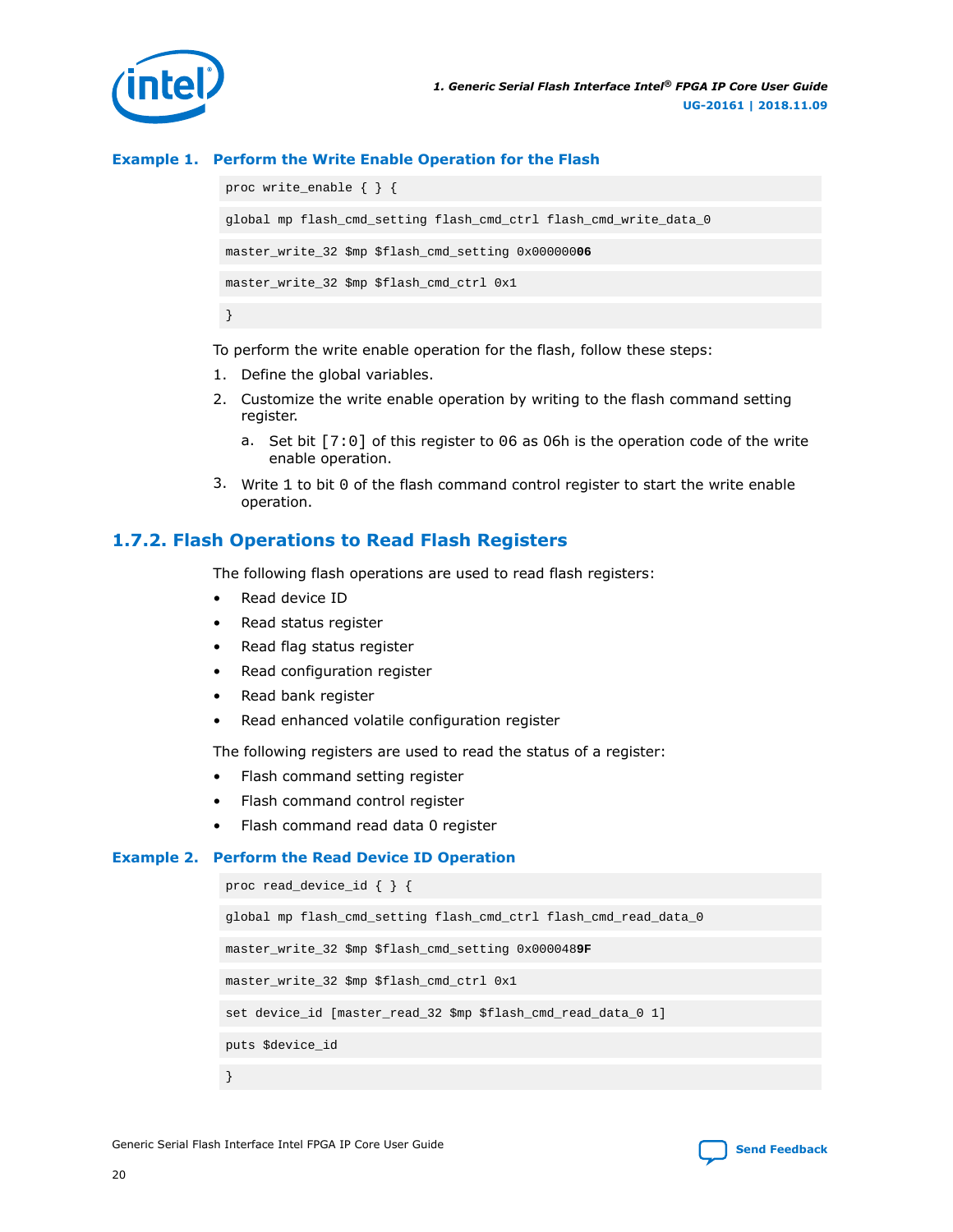**Example 1. Perform the Write Enable Operation for the Flash**

```
proc write_enable { } {
global mp flash_cmd_setting flash_cmd_ctrl flash_cmd_write_data_0
master_write_32 $mp $flash_cmd_setting 0x00000006
master_write_32 $mp $flash_cmd_ctrl 0x1
}
```

To perform the write enable operation for the flash, follow these steps:

1. Define the global variables.
2. Customize the write enable operation by writing to the flash command setting register.
   a. Set bit [7:0] of this register to 06 as 06h is the operation code of the write enable operation.
3. Write 1 to bit 0 of the flash command control register to start the write enable operation.

## 1.7.2. Flash Operations to Read Flash Registers

The following flash operations are used to read flash registers:

- Read device ID
- Read status register
- Read flag status register
- Read configuration register
- Read bank register
- Read enhanced volatile configuration register

The following registers are used to read the status of a register:

- Flash command setting register
- Flash command control register
- Flash command read data 0 register

**Example 2. Perform the Read Device ID Operation**

```
proc read_device_id { } {
global mp flash_cmd_setting flash_cmd_ctrl flash_cmd_read_data_0
master_write_32 $mp $flash_cmd_setting 0x0000489F
master_write_32 $mp $flash_cmd_ctrl 0x1
set device_id [master_read_32 $mp $flash_cmd_read_data_0 1]
puts $device_id
}
```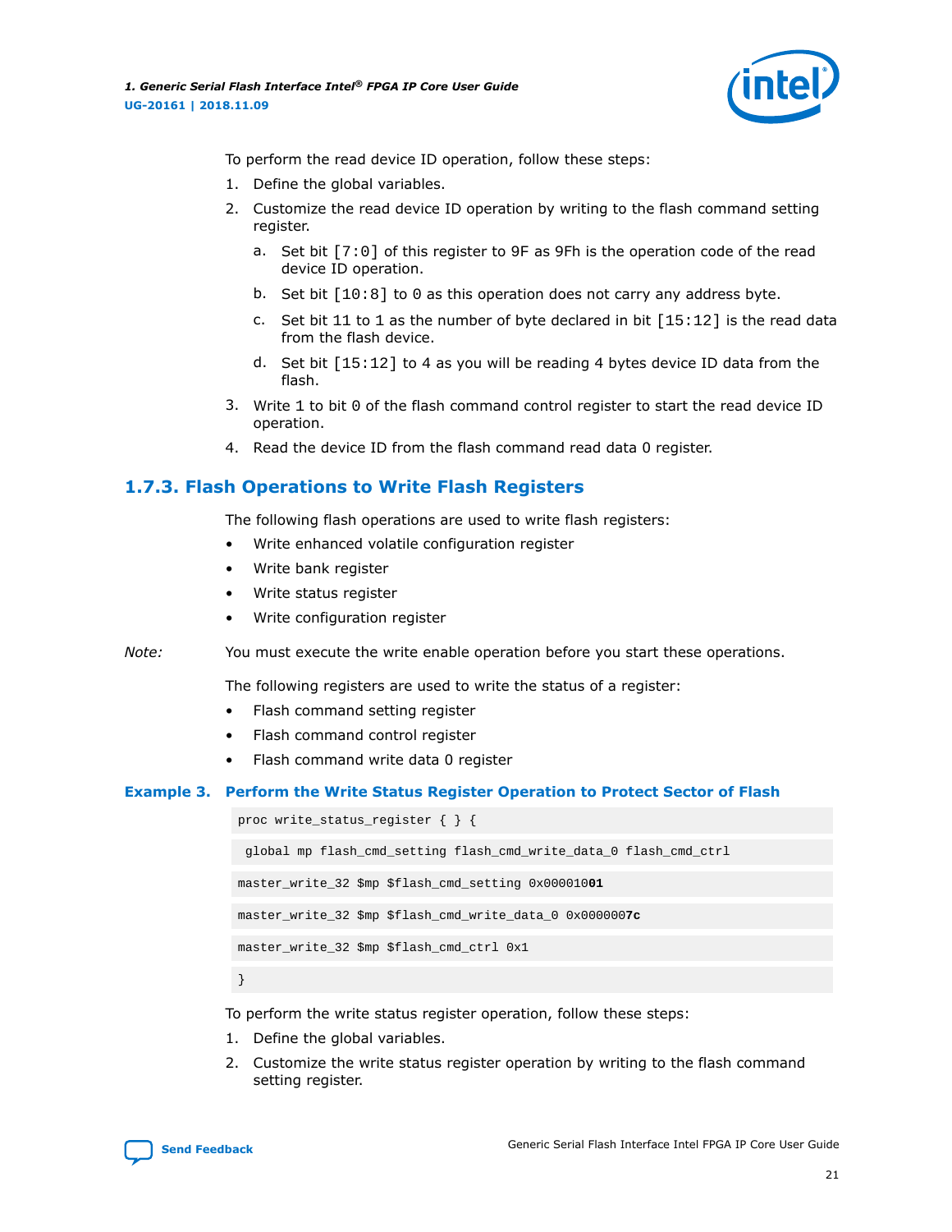To perform the read device ID operation, follow these steps:

1. Define the global variables.
2. Customize the read device ID operation by writing to the flash command setting register.
   a. Set bit [7:0] of this register to 9F as 9Fh is the operation code of the read device ID operation.
   b. Set bit [10:8] to 0 as this operation does not carry any address byte.
   c. Set bit 11 to 1 as the number of byte declared in bit [15:12] is the read data from the flash device.
   d. Set bit [15:12] to 4 as you will be reading 4 bytes device ID data from the flash.
3. Write 1 to bit 0 of the flash command control register to start the read device ID operation.
4. Read the device ID from the flash command read data 0 register.

### 1.7.3. Flash Operations to Write Flash Registers

The following flash operations are used to write flash registers:

- Write enhanced volatile configuration register
- Write bank register
- Write status register
- Write configuration register

*Note:* You must execute the write enable operation before you start these operations.

The following registers are used to write the status of a register:

- Flash command setting register
- Flash command control register
- Flash command write data 0 register

**Example 3. Perform the Write Status Register Operation to Protect Sector of Flash**

```
proc write_status_register { } {
 global mp flash_cmd_setting flash_cmd_write_data_0 flash_cmd_ctrl
master_write_32 $mp $flash_cmd_setting 0x00001001
master_write_32 $mp $flash_cmd_write_data_0 0x0000007c
master_write_32 $mp $flash_cmd_ctrl 0x1
}
```

To perform the write status register operation, follow these steps:

1. Define the global variables.
2. Customize the write status register operation by writing to the flash command setting register.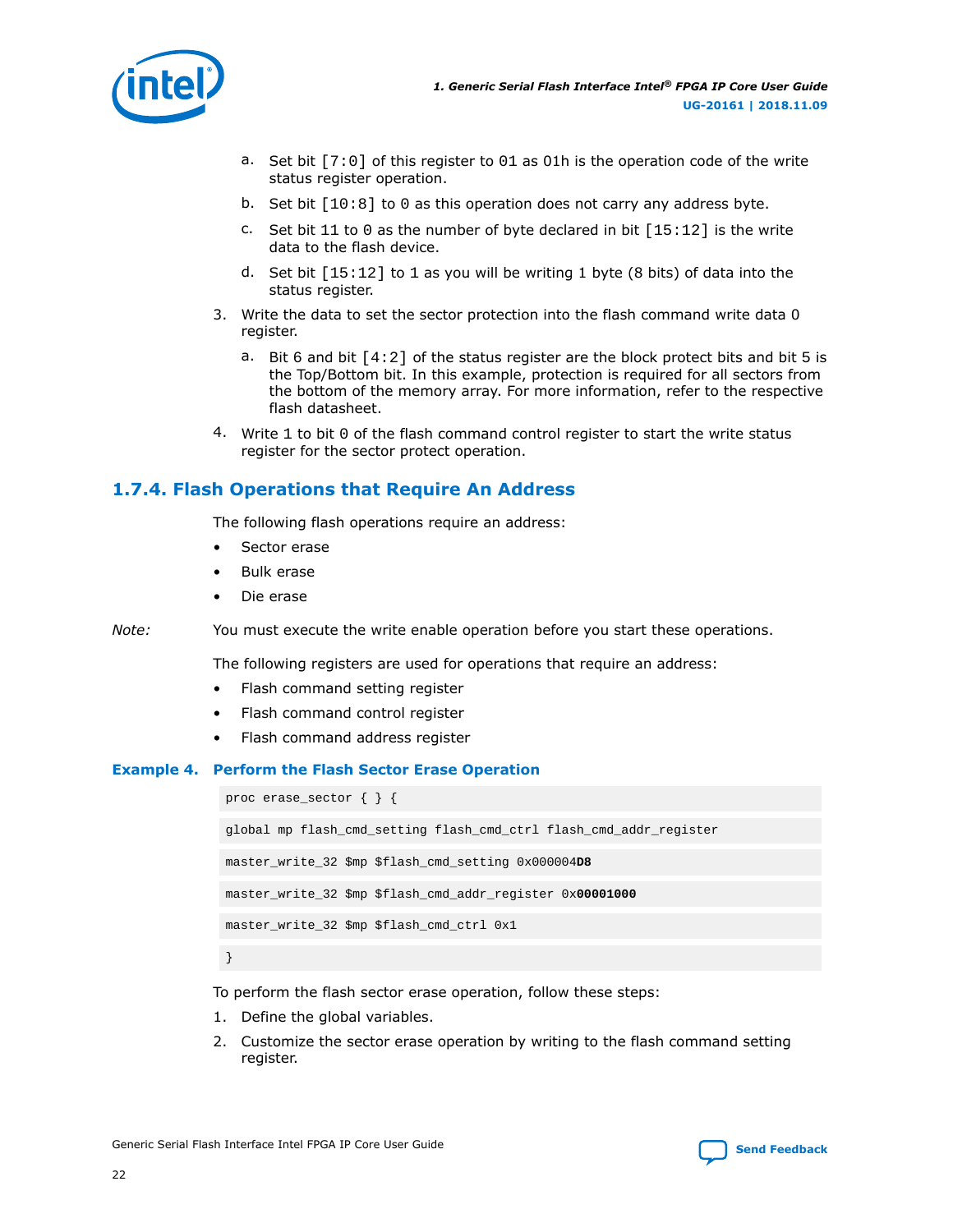a. Set bit [7:0] of this register to 01 as 01h is the operation code of the write status register operation.

b. Set bit [10:8] to 0 as this operation does not carry any address byte.

c. Set bit 11 to 0 as the number of byte declared in bit [15:12] is the write data to the flash device.

d. Set bit [15:12] to 1 as you will be writing 1 byte (8 bits) of data into the status register.

3. Write the data to set the sector protection into the flash command write data 0 register.

   a. Bit 6 and bit [4:2] of the status register are the block protect bits and bit 5 is the Top/Bottom bit. In this example, protection is required for all sectors from the bottom of the memory array. For more information, refer to the respective flash datasheet.

4. Write 1 to bit 0 of the flash command control register to start the write status register for the sector protect operation.

## 1.7.4. Flash Operations that Require An Address

The following flash operations require an address:

- Sector erase
- Bulk erase
- Die erase

*Note:* You must execute the write enable operation before you start these operations.

The following registers are used for operations that require an address:

- Flash command setting register
- Flash command control register
- Flash command address register

### Example 4. Perform the Flash Sector Erase Operation

```
proc erase_sector { } {
global mp flash_cmd_setting flash_cmd_ctrl flash_cmd_addr_register
master_write_32 $mp $flash_cmd_setting 0x000004D8
master_write_32 $mp $flash_cmd_addr_register 0x00001000
master_write_32 $mp $flash_cmd_ctrl 0x1
}
```

To perform the flash sector erase operation, follow these steps:

1. Define the global variables.
2. Customize the sector erase operation by writing to the flash command setting register.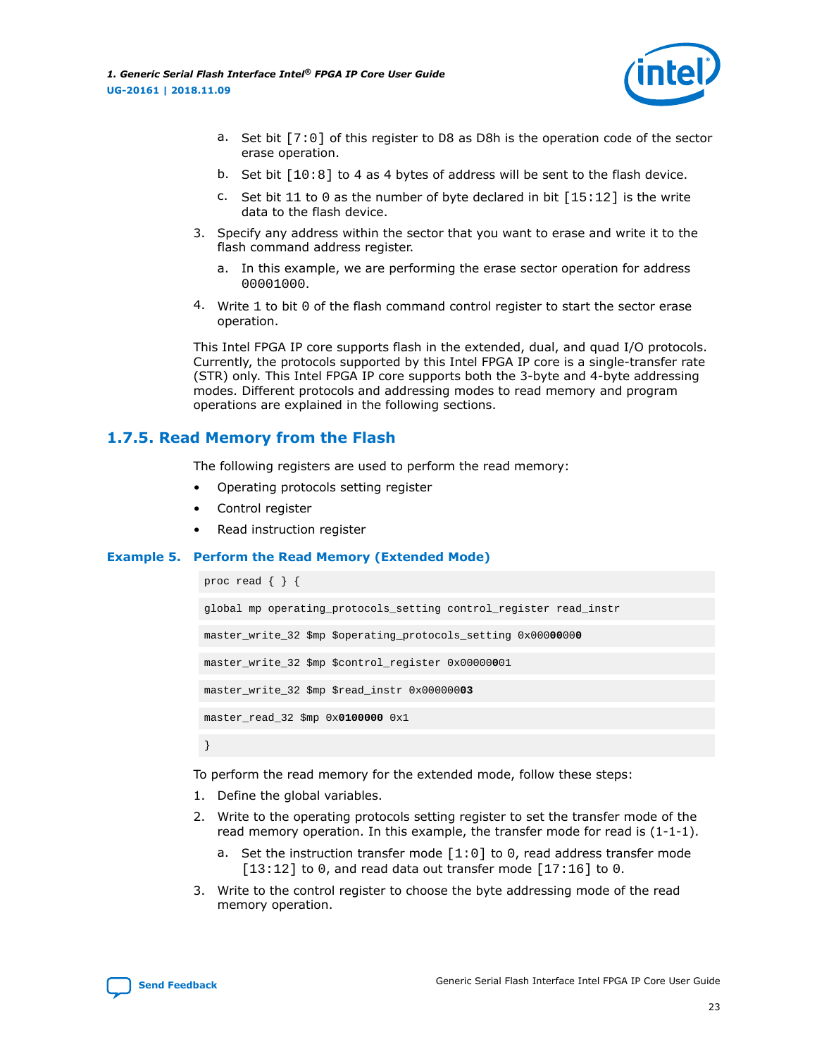a. Set bit [7:0] of this register to D8 as D8h is the operation code of the sector erase operation.

b. Set bit [10:8] to 4 as 4 bytes of address will be sent to the flash device.

c. Set bit 11 to 0 as the number of byte declared in bit [15:12] is the write data to the flash device.

3. Specify any address within the sector that you want to erase and write it to the flash command address register.

   a. In this example, we are performing the erase sector operation for address 00001000.

4. Write 1 to bit 0 of the flash command control register to start the sector erase operation.

This Intel FPGA IP core supports flash in the extended, dual, and quad I/O protocols. Currently, the protocols supported by this Intel FPGA IP core is a single-transfer rate (STR) only. This Intel FPGA IP core supports both the 3-byte and 4-byte addressing modes. Different protocols and addressing modes to read memory and program operations are explained in the following sections.

### 1.7.5. Read Memory from the Flash

The following registers are used to perform the read memory:

- Operating protocols setting register
- Control register
- Read instruction register

**Example 5. Perform the Read Memory (Extended Mode)**

```
proc read { } {
global mp operating_protocols_setting control_register read_instr
master_write_32 $mp $operating_protocols_setting 0x00000000
master_write_32 $mp $control_register 0x00000001
master_write_32 $mp $read_instr 0x00000003
master_read_32 $mp 0x0100000 0x1
}
```

To perform the read memory for the extended mode, follow these steps:

1. Define the global variables.
2. Write to the operating protocols setting register to set the transfer mode of the read memory operation. In this example, the transfer mode for read is (1-1-1).
   a. Set the instruction transfer mode [1:0] to 0, read address transfer mode [13:12] to 0, and read data out transfer mode [17:16] to 0.
3. Write to the control register to choose the byte addressing mode of the read memory operation.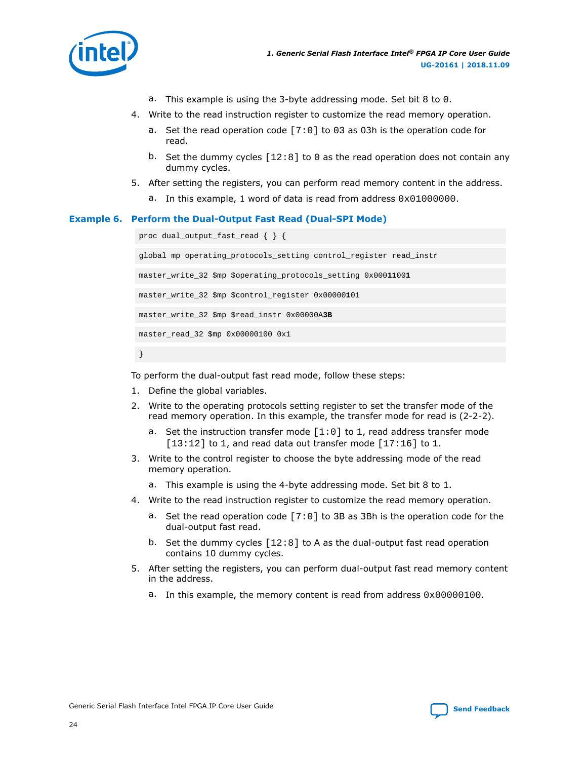a. This example is using the 3-byte addressing mode. Set bit 8 to 0.

4. Write to the read instruction register to customize the read memory operation.

   a. Set the read operation code [7:0] to 03 as 03h is the operation code for read.

   b. Set the dummy cycles [12:8] to 0 as the read operation does not contain any dummy cycles.

5. After setting the registers, you can perform read memory content in the address.

   a. In this example, 1 word of data is read from address 0x01000000.

### Example 6. Perform the Dual-Output Fast Read (Dual-SPI Mode)

```
proc dual_output_fast_read { } {

global mp operating_protocols_setting control_register read_instr

master_write_32 $mp $operating_protocols_setting 0x00011001

master_write_32 $mp $control_register 0x00000101

master_write_32 $mp $read_instr 0x00000A3B

master_read_32 $mp 0x00000100 0x1

}
```

To perform the dual-output fast read mode, follow these steps:

1. Define the global variables.

2. Write to the operating protocols setting register to set the transfer mode of the read memory operation. In this example, the transfer mode for read is (2-2-2).

   a. Set the instruction transfer mode [1:0] to 1, read address transfer mode [13:12] to 1, and read data out transfer mode [17:16] to 1.

3. Write to the control register to choose the byte addressing mode of the read memory operation.

   a. This example is using the 4-byte addressing mode. Set bit 8 to 1.

4. Write to the read instruction register to customize the read memory operation.

   a. Set the read operation code [7:0] to 3B as 3Bh is the operation code for the dual-output fast read.

   b. Set the dummy cycles [12:8] to A as the dual-output fast read operation contains 10 dummy cycles.

5. After setting the registers, you can perform dual-output fast read memory content in the address.

   a. In this example, the memory content is read from address 0x00000100.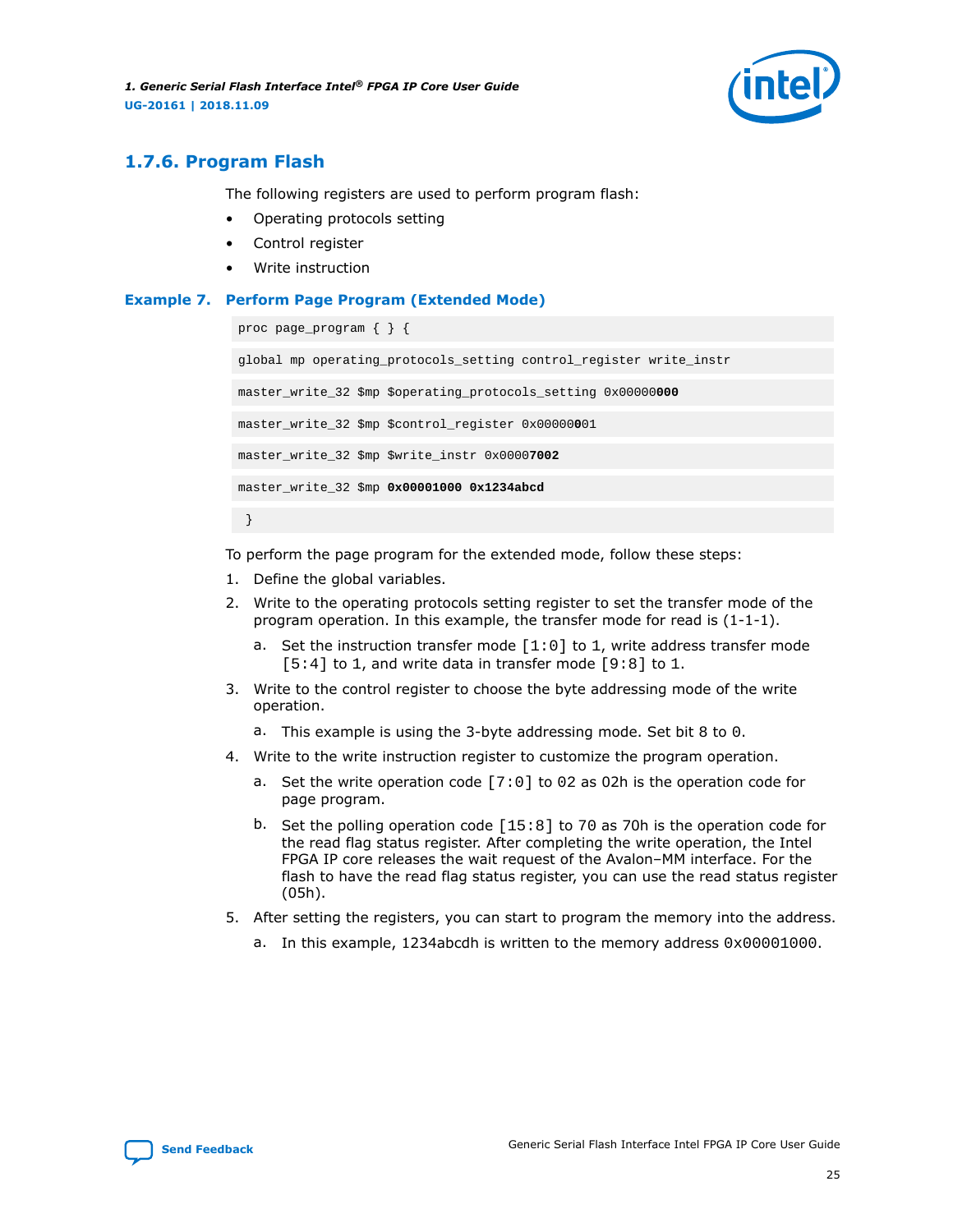### 1.7.6. Program Flash

The following registers are used to perform program flash:

- Operating protocols setting
- Control register
- Write instruction

**Example 7. Perform Page Program (Extended Mode)**

```
proc page_program { } {
global mp operating_protocols_setting control_register write_instr
master_write_32 $mp $operating_protocols_setting 0x00000000
master_write_32 $mp $control_register 0x00000001
master_write_32 $mp $write_instr 0x00007002
master_write_32 $mp 0x00001000 0x1234abcd
 }
```

To perform the page program for the extended mode, follow these steps:

1. Define the global variables.
2. Write to the operating protocols setting register to set the transfer mode of the program operation. In this example, the transfer mode for read is (1-1-1).
   a. Set the instruction transfer mode [1:0] to 1, write address transfer mode [5:4] to 1, and write data in transfer mode [9:8] to 1.
3. Write to the control register to choose the byte addressing mode of the write operation.
   a. This example is using the 3-byte addressing mode. Set bit 8 to 0.
4. Write to the write instruction register to customize the program operation.
   a. Set the write operation code [7:0] to 02 as 02h is the operation code for page program.
   b. Set the polling operation code [15:8] to 70 as 70h is the operation code for the read flag status register. After completing the write operation, the Intel FPGA IP core releases the wait request of the Avalon–MM interface. For the flash to have the read flag status register, you can use the read status register (05h).
5. After setting the registers, you can start to program the memory into the address.
   a. In this example, 1234abcdh is written to the memory address 0x00001000.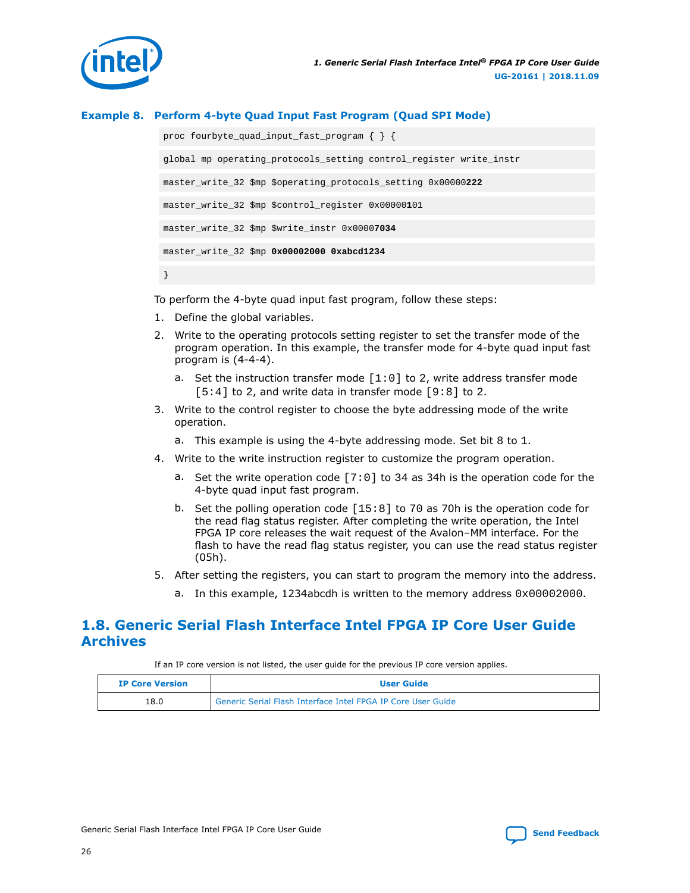**Example 8. Perform 4-byte Quad Input Fast Program (Quad SPI Mode)**

```
proc fourbyte_quad_input_fast_program { } {
global mp operating_protocols_setting control_register write_instr
master_write_32 $mp $operating_protocols_setting 0x00000222
master_write_32 $mp $control_register 0x00000101
master_write_32 $mp $write_instr 0x00007034
master_write_32 $mp 0x00002000 0xabcd1234
}
```

To perform the 4-byte quad input fast program, follow these steps:

1. Define the global variables.
2. Write to the operating protocols setting register to set the transfer mode of the program operation. In this example, the transfer mode for 4-byte quad input fast program is (4-4-4).
    a. Set the instruction transfer mode [1:0] to 2, write address transfer mode [5:4] to 2, and write data in transfer mode [9:8] to 2.
3. Write to the control register to choose the byte addressing mode of the write operation.
    a. This example is using the 4-byte addressing mode. Set bit 8 to 1.
4. Write to the write instruction register to customize the program operation.
    a. Set the write operation code [7:0] to 34 as 34h is the operation code for the 4-byte quad input fast program.
    b. Set the polling operation code [15:8] to 70 as 70h is the operation code for the read flag status register. After completing the write operation, the Intel FPGA IP core releases the wait request of the Avalon–MM interface. For the flash to have the read flag status register, you can use the read status register (05h).
5. After setting the registers, you can start to program the memory into the address.
    a. In this example, 1234abcdh is written to the memory address 0x00002000.

## 1.8. Generic Serial Flash Interface Intel FPGA IP Core User Guide Archives

If an IP core version is not listed, the user guide for the previous IP core version applies.

| IP Core Version | User Guide |
| --- | --- |
| 18.0 | Generic Serial Flash Interface Intel FPGA IP Core User Guide |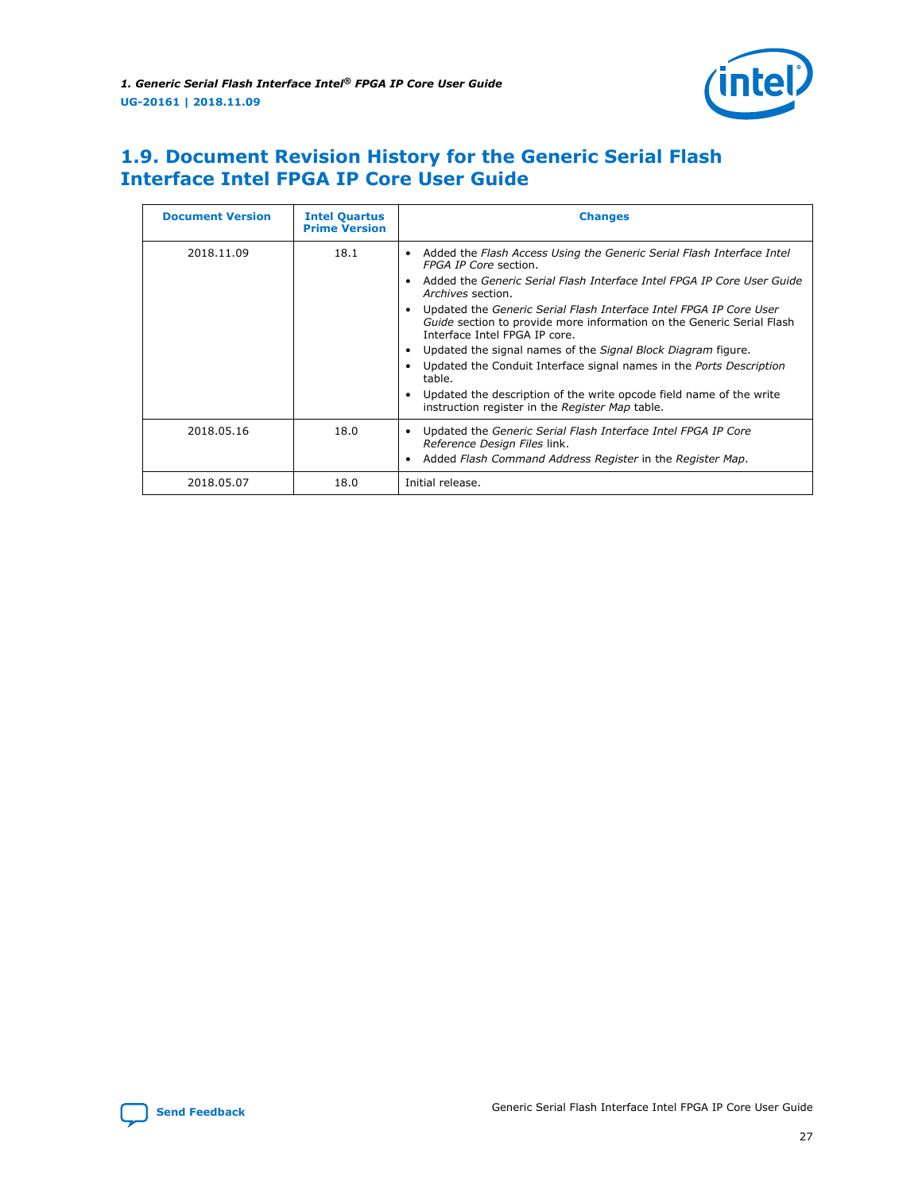## 1.9. Document Revision History for the Generic Serial Flash Interface Intel FPGA IP Core User Guide

| Document Version | Intel Quartus Prime Version | Changes |
| --- | --- | --- |
| 2018.11.09 | 18.1 | • Added the *Flash Access Using the Generic Serial Flash Interface Intel FPGA IP Core* section.<br>• Added the *Generic Serial Flash Interface Intel FPGA IP Core User Guide Archives* section.<br>• Updated the *Generic Serial Flash Interface Intel FPGA IP Core User Guide* section to provide more information on the Generic Serial Flash Interface Intel FPGA IP core.<br>• Updated the signal names of the *Signal Block Diagram* figure.<br>• Updated the Conduit Interface signal names in the *Ports Description* table.<br>• Updated the description of the write opcode field name of the write instruction register in the *Register Map* table. |
| 2018.05.16 | 18.0 | • Updated the *Generic Serial Flash Interface Intel FPGA IP Core Reference Design Files* link.<br>• Added *Flash Command Address Register* in the *Register Map*. |
| 2018.05.07 | 18.0 | Initial release. |